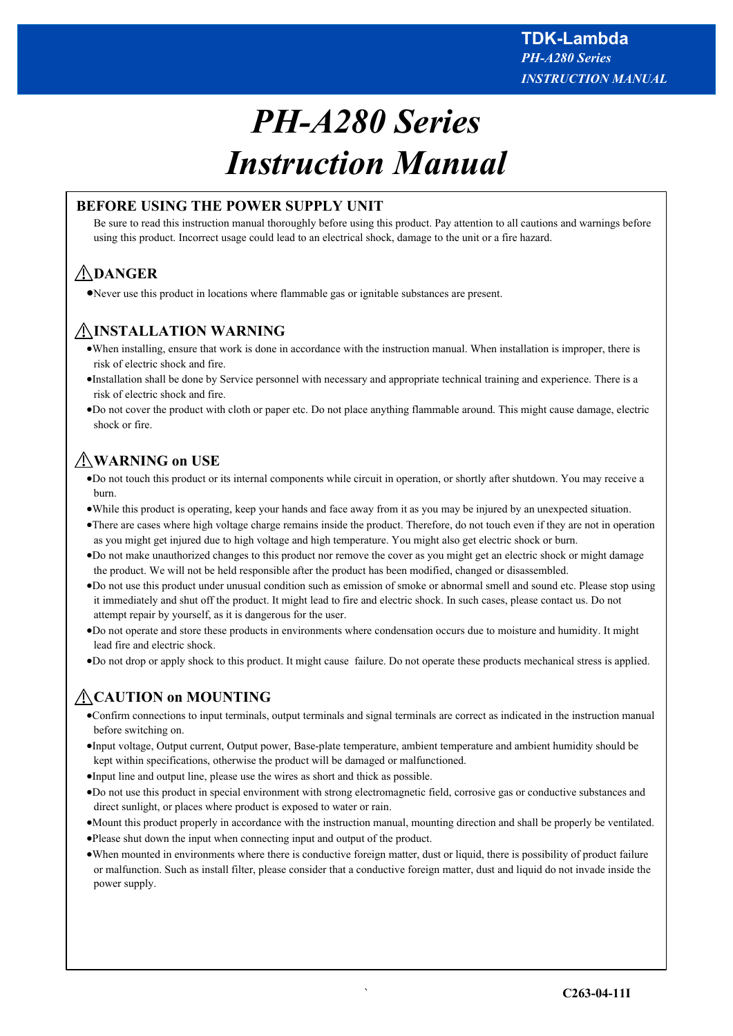# PH-A280 Series Instruction Manual

## BEFORE USING THE POWER SUPPLY UNIT

Be sure to read this instruction manual thoroughly before using this product. Pay attention to all cautions and warnings before using this product. Incorrect usage could lead to an electrical shock, damage to the unit or a fire hazard.

## ⚠DANGER

- Never use this product in locations where flammable gas or ignitable substances are present.

## ⚠INSTALLATION WARNING

- When installing, ensure that work is done in accordance with the instruction manual. When installation is improper, there is risk of electric shock and fire.
- Installation shall be done by Service personnel with necessary and appropriate technical training and experience. There is a risk of electric shock and fire.
- Do not cover the product with cloth or paper etc. Do not place anything flammable around. This might cause damage, electric shock or fire.

## ⚠WARNING on USE

- Do not touch this product or its internal components while circuit in operation, or shortly after shutdown. You may receive a burn.
- While this product is operating, keep your hands and face away from it as you may be injured by an unexpected situation.
- There are cases where high voltage charge remains inside the product. Therefore, do not touch even if they are not in operation as you might get injured due to high voltage and high temperature. You might also get electric shock or burn.
- Do not make unauthorized changes to this product nor remove the cover as you might get an electric shock or might damage the product. We will not be held responsible after the product has been modified, changed or disassembled.
- Do not use this product under unusual condition such as emission of smoke or abnormal smell and sound etc. Please stop using it immediately and shut off the product. It might lead to fire and electric shock. In such cases, please contact us. Do not attempt repair by yourself, as it is dangerous for the user.
- Do not operate and store these products in environments where condensation occurs due to moisture and humidity. It might lead fire and electric shock.
- Do not drop or apply shock to this product. It might cause failure. Do not operate these products mechanical stress is applied.

## ⚠CAUTION on MOUNTING

- Confirm connections to input terminals, output terminals and signal terminals are correct as indicated in the instruction manual before switching on.
- Input voltage, Output current, Output power, Base-plate temperature, ambient temperature and ambient humidity should be kept within specifications, otherwise the product will be damaged or malfunctioned.
- Input line and output line, please use the wires as short and thick as possible.
- Do not use this product in special environment with strong electromagnetic field, corrosive gas or conductive substances and direct sunlight, or places where product is exposed to water or rain.
- Mount this product properly in accordance with the instruction manual, mounting direction and shall be properly be ventilated.
- Please shut down the input when connecting input and output of the product.
- When mounted in environments where there is conductive foreign matter, dust or liquid, there is possibility of product failure or malfunction. Such as install filter, please consider that a conductive foreign matter, dust and liquid do not invade inside the power supply.

C263-04-11I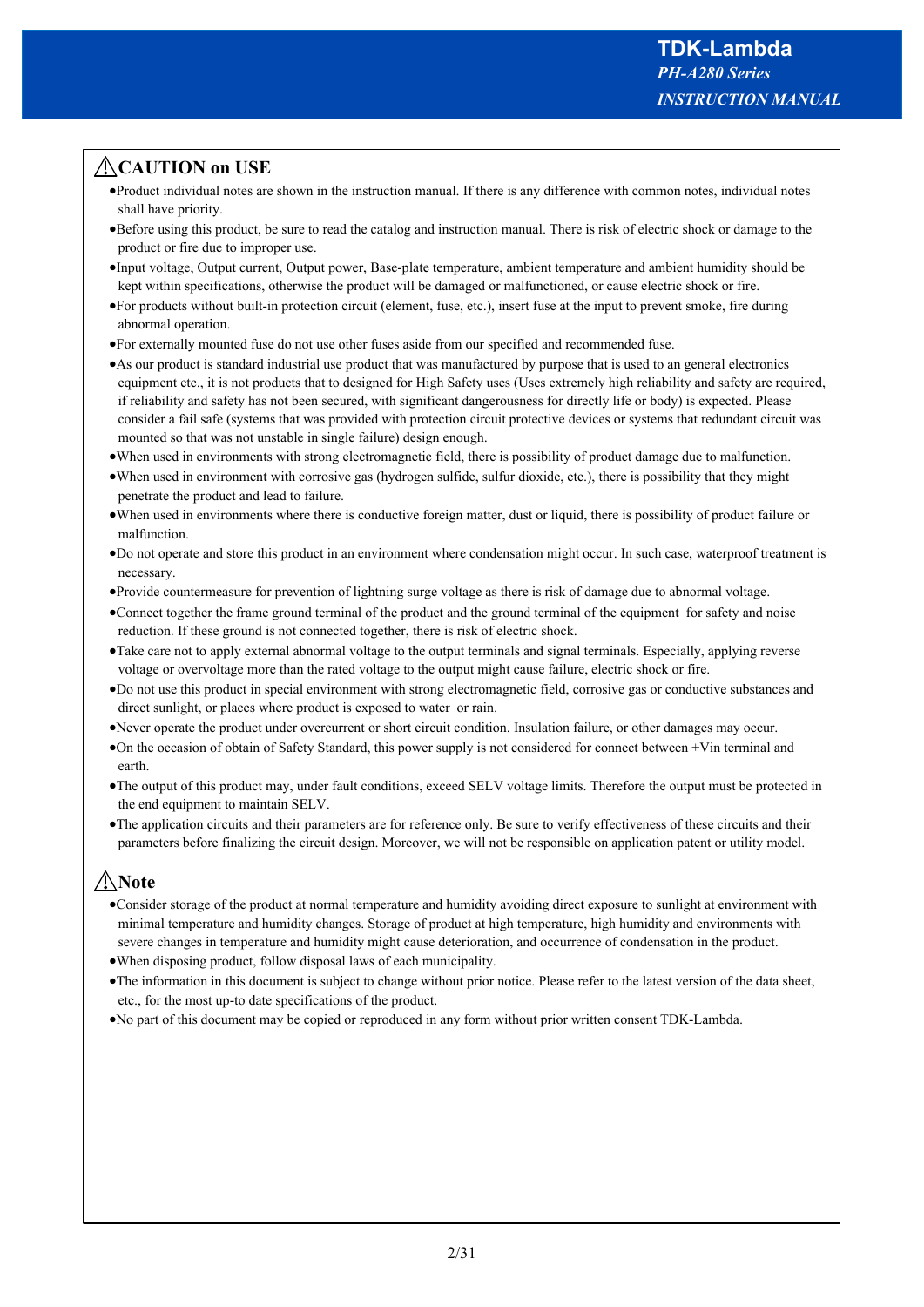## ⚠CAUTION on USE

- Product individual notes are shown in the instruction manual. If there is any difference with common notes, individual notes shall have priority.
- Before using this product, be sure to read the catalog and instruction manual. There is risk of electric shock or damage to the product or fire due to improper use.
- Input voltage, Output current, Output power, Base-plate temperature, ambient temperature and ambient humidity should be kept within specifications, otherwise the product will be damaged or malfunctioned, or cause electric shock or fire.
- For products without built-in protection circuit (element, fuse, etc.), insert fuse at the input to prevent smoke, fire during abnormal operation.
- For externally mounted fuse do not use other fuses aside from our specified and recommended fuse.
- As our product is standard industrial use product that was manufactured by purpose that is used to an general electronics equipment etc., it is not products that to designed for High Safety uses (Uses extremely high reliability and safety are required, if reliability and safety has not been secured, with significant dangerousness for directly life or body) is expected. Please consider a fail safe (systems that was provided with protection circuit protective devices or systems that redundant circuit was mounted so that was not unstable in single failure) design enough.
- When used in environments with strong electromagnetic field, there is possibility of product damage due to malfunction.
- When used in environment with corrosive gas (hydrogen sulfide, sulfur dioxide, etc.), there is possibility that they might penetrate the product and lead to failure.
- When used in environments where there is conductive foreign matter, dust or liquid, there is possibility of product failure or malfunction.
- Do not operate and store this product in an environment where condensation might occur. In such case, waterproof treatment is necessary.
- Provide countermeasure for prevention of lightning surge voltage as there is risk of damage due to abnormal voltage.
- Connect together the frame ground terminal of the product and the ground terminal of the equipment for safety and noise reduction. If these ground is not connected together, there is risk of electric shock.
- Take care not to apply external abnormal voltage to the output terminals and signal terminals. Especially, applying reverse voltage or overvoltage more than the rated voltage to the output might cause failure, electric shock or fire.
- Do not use this product in special environment with strong electromagnetic field, corrosive gas or conductive substances and direct sunlight, or places where product is exposed to water or rain.
- Never operate the product under overcurrent or short circuit condition. Insulation failure, or other damages may occur.
- On the occasion of obtain of Safety Standard, this power supply is not considered for connect between +Vin terminal and earth.
- The output of this product may, under fault conditions, exceed SELV voltage limits. Therefore the output must be protected in the end equipment to maintain SELV.
- The application circuits and their parameters are for reference only. Be sure to verify effectiveness of these circuits and their parameters before finalizing the circuit design. Moreover, we will not be responsible on application patent or utility model.

## ⚠Note

- Consider storage of the product at normal temperature and humidity avoiding direct exposure to sunlight at environment with minimal temperature and humidity changes. Storage of product at high temperature, high humidity and environments with severe changes in temperature and humidity might cause deterioration, and occurrence of condensation in the product.
- When disposing product, follow disposal laws of each municipality.
- The information in this document is subject to change without prior notice. Please refer to the latest version of the data sheet, etc., for the most up-to date specifications of the product.
- No part of this document may be copied or reproduced in any form without prior written consent TDK-Lambda.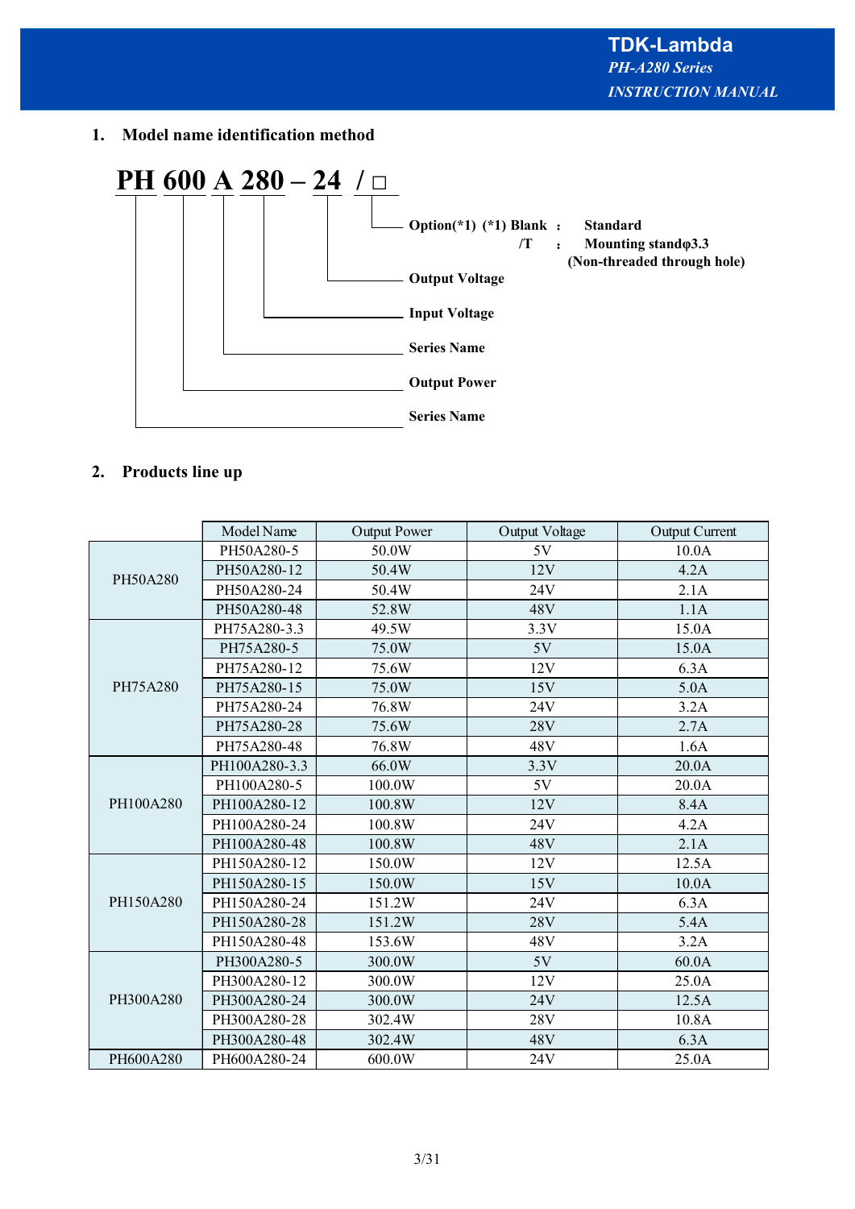## 1. Model name identification method

**PH 600 A 280 – 24 / □**

- PH — Series Name
- 600 — Output Power
- A — Series Name
- 280 — Input Voltage
- 24 — Output Voltage
- □ — Option(*1)

(*1) Blank : Standard
/T : Mounting standφ3.3 (Non-threaded through hole)

## 2. Products line up

| | Model Name | Output Power | Output Voltage | Output Current |
|---|---|---|---|---|
| PH50A280 | PH50A280-5 | 50.0W | 5V | 10.0A |
| | PH50A280-12 | 50.4W | 12V | 4.2A |
| | PH50A280-24 | 50.4W | 24V | 2.1A |
| | PH50A280-48 | 52.8W | 48V | 1.1A |
| PH75A280 | PH75A280-3.3 | 49.5W | 3.3V | 15.0A |
| | PH75A280-5 | 75.0W | 5V | 15.0A |
| | PH75A280-12 | 75.6W | 12V | 6.3A |
| | PH75A280-15 | 75.0W | 15V | 5.0A |
| | PH75A280-24 | 76.8W | 24V | 3.2A |
| | PH75A280-28 | 75.6W | 28V | 2.7A |
| | PH75A280-48 | 76.8W | 48V | 1.6A |
| PH100A280 | PH100A280-3.3 | 66.0W | 3.3V | 20.0A |
| | PH100A280-5 | 100.0W | 5V | 20.0A |
| | PH100A280-12 | 100.8W | 12V | 8.4A |
| | PH100A280-24 | 100.8W | 24V | 4.2A |
| | PH100A280-48 | 100.8W | 48V | 2.1A |
| PH150A280 | PH150A280-12 | 150.0W | 12V | 12.5A |
| | PH150A280-15 | 150.0W | 15V | 10.0A |
| | PH150A280-24 | 151.2W | 24V | 6.3A |
| | PH150A280-28 | 151.2W | 28V | 5.4A |
| | PH150A280-48 | 153.6W | 48V | 3.2A |
| PH300A280 | PH300A280-5 | 300.0W | 5V | 60.0A |
| | PH300A280-12 | 300.0W | 12V | 25.0A |
| | PH300A280-24 | 300.0W | 24V | 12.5A |
| | PH300A280-28 | 302.4W | 28V | 10.8A |
| | PH300A280-48 | 302.4W | 48V | 6.3A |
| PH600A280 | PH600A280-24 | 600.0W | 24V | 25.0A |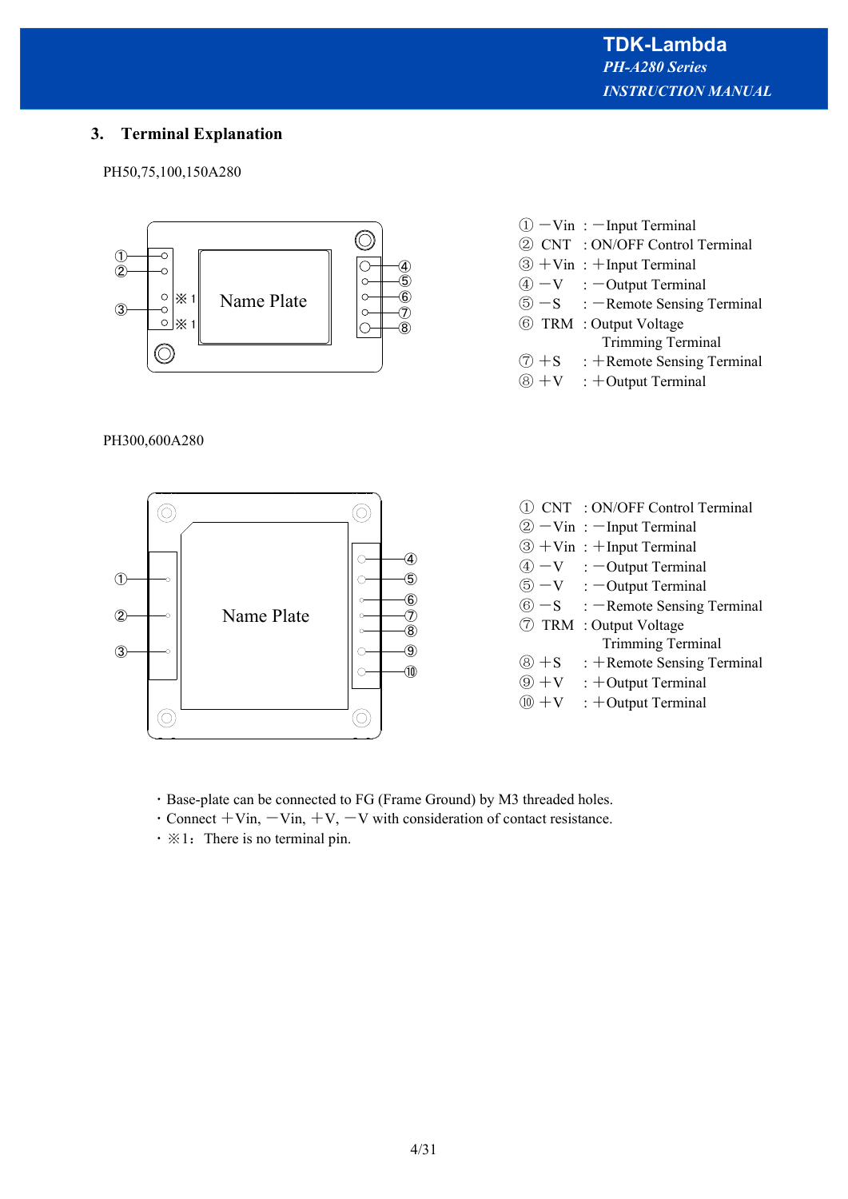## 3. Terminal Explanation

PH50,75,100,150A280

① −Vin : −Input Terminal
② CNT : ON/OFF Control Terminal
③ ＋Vin : ＋Input Terminal
④ −V : −Output Terminal
⑤ −S : −Remote Sensing Terminal
⑥ TRM : Output Voltage Trimming Terminal
⑦ ＋S : ＋Remote Sensing Terminal
⑧ ＋V : ＋Output Terminal

PH300,600A280

① CNT : ON/OFF Control Terminal
② −Vin : −Input Terminal
③ ＋Vin : ＋Input Terminal
④ −V : −Output Terminal
⑤ −V : −Output Terminal
⑥ −S : −Remote Sensing Terminal
⑦ TRM : Output Voltage Trimming Terminal
⑧ ＋S : ＋Remote Sensing Terminal
⑨ ＋V : ＋Output Terminal
⑩ ＋V : ＋Output Terminal

- Base-plate can be connected to FG (Frame Ground) by M3 threaded holes.
- Connect ＋Vin, −Vin, ＋V, −V with consideration of contact resistance.
- ※1: There is no terminal pin.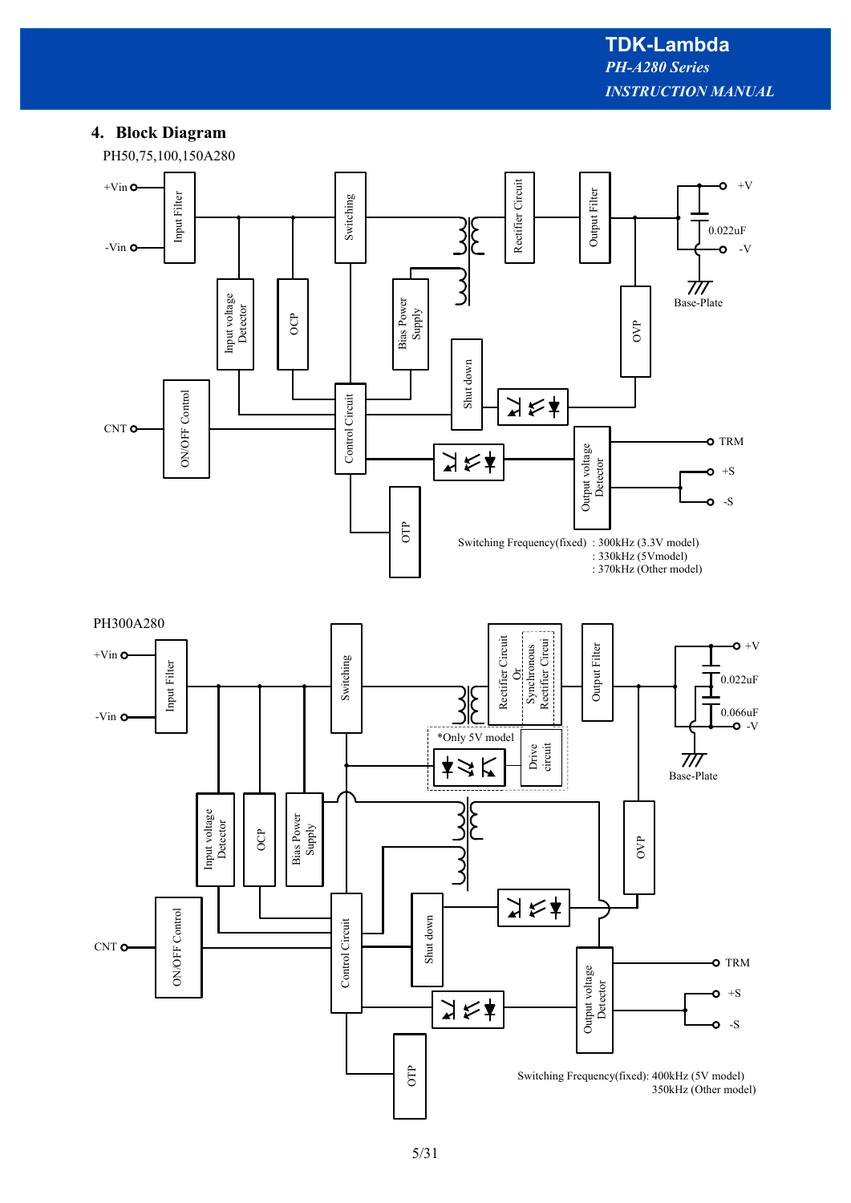## 4. Block Diagram

PH50,75,100,150A280

+Vin

-Vin

Input Filter

Switching

Rectifier Circuit

Output Filter

+V

0.022uF

-V

Base-Plate

Input voltage Detector

OCP

Bias Power Supply

OVP

Shut down

CNT

ON/OFF Control

Control Circuit

TRM

+S

-S

Output voltage Detector

OTP

Switching Frequency(fixed) : 300kHz (3.3V model)
: 330kHz (5Vmodel)
: 370kHz (Other model)

PH300A280

+Vin

-Vin

Input Filter

Switching

Rectifier Circuit Or Synchronous Rectifier Circui

Output Filter

+V

0.022uF

0.066uF

-V

Base-Plate

*Only 5V model

Drive circuit

Input voltage Detector

OCP

Bias Power Supply

OVP

CNT

ON/OFF Control

Control Circuit

Shut down

TRM

+S

-S

Output voltage Detector

OTP

Switching Frequency(fixed): 400kHz (5V model)
350kHz (Other model)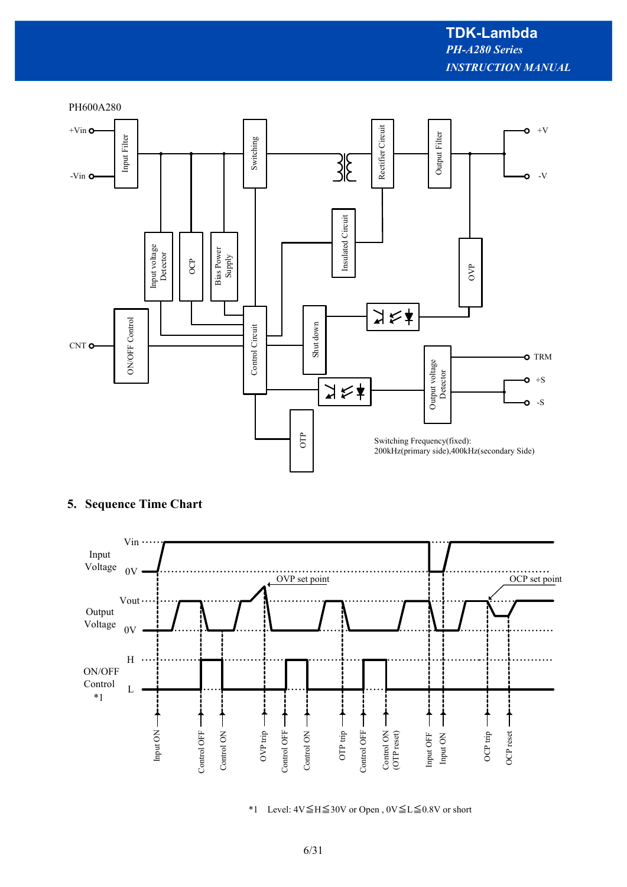PH600A280

Switching Frequency(fixed):
200kHz(primary side),400kHz(secondary Side)

## 5. Sequence Time Chart

*1 Level: 4V≦H≦30V or Open , 0V≦L≦0.8V or short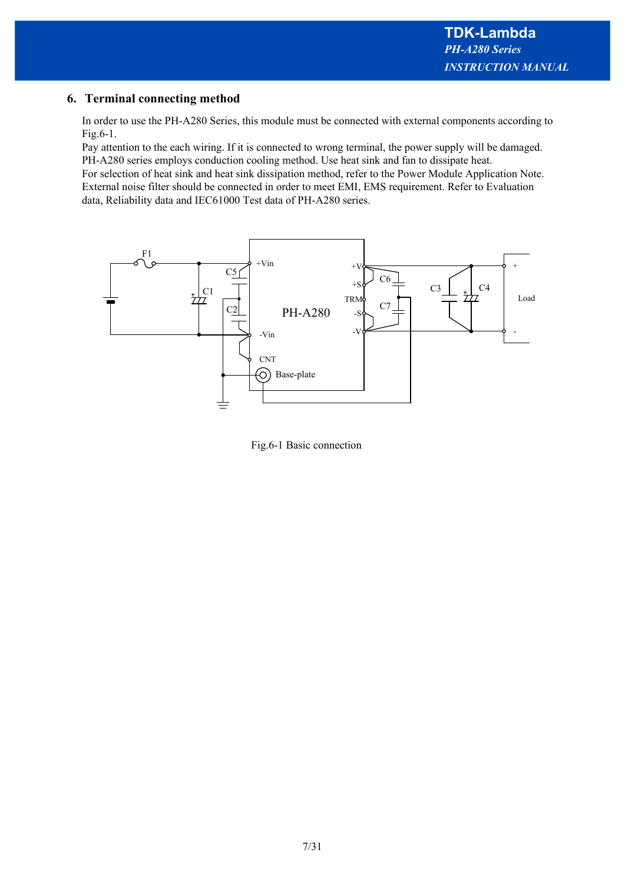## 6. Terminal connecting method

In order to use the PH-A280 Series, this module must be connected with external components according to Fig.6-1.
Pay attention to the each wiring. If it is connected to wrong terminal, the power supply will be damaged.
PH-A280 series employs conduction cooling method. Use heat sink and fan to dissipate heat.
For selection of heat sink and heat sink dissipation method, refer to the Power Module Application Note.
External noise filter should be connected in order to meet EMI, EMS requirement. Refer to Evaluation data, Reliability data and IEC61000 Test data of PH-A280 series.

Fig.6-1 Basic connection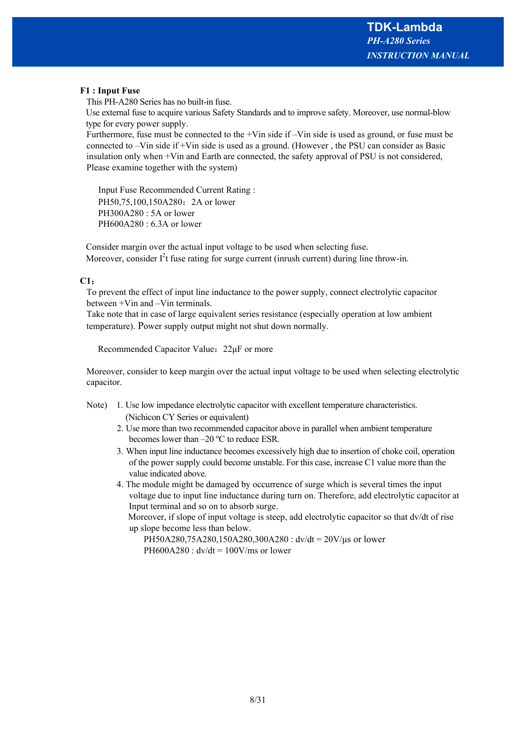**F1 : Input Fuse**

This PH-A280 Series has no built-in fuse.

Use external fuse to acquire various Safety Standards and to improve safety. Moreover, use normal-blow type for every power supply.

Furthermore, fuse must be connected to the +Vin side if –Vin side is used as ground, or fuse must be connected to –Vin side if +Vin side is used as a ground. (However , the PSU can consider as Basic insulation only when +Vin and Earth are connected, the safety approval of PSU is not considered, Please examine together with the system)

Input Fuse Recommended Current Rating :
PH50,75,100,150A280：2A or lower
PH300A280 : 5A or lower
PH600A280 : 6.3A or lower

Consider margin over the actual input voltage to be used when selecting fuse.
Moreover, consider $I^2t$ fuse rating for surge current (inrush current) during line throw-in.

**C1：**

To prevent the effect of input line inductance to the power supply, connect electrolytic capacitor between +Vin and –Vin terminals.

Take note that in case of large equivalent series resistance (especially operation at low ambient temperature). Power supply output might not shut down normally.

Recommended Capacitor Value：22μF or more

Moreover, consider to keep margin over the actual input voltage to be used when selecting electrolytic capacitor.

Note)
1. Use low impedance electrolytic capacitor with excellent temperature characteristics. (Nichicon CY Series or equivalent)
2. Use more than two recommended capacitor above in parallel when ambient temperature becomes lower than –20 ºC to reduce ESR.
3. When input line inductance becomes excessively high due to insertion of choke coil, operation of the power supply could become unstable. For this case, increase C1 value more than the value indicated above.
4. The module might be damaged by occurrence of surge which is several times the input voltage due to input line inductance during turn on. Therefore, add electrolytic capacitor at Input terminal and so on to absorb surge.
   Moreover, if slope of input voltage is steep, add electrolytic capacitor so that dv/dt of rise up slope become less than below.
   PH50A280,75A280,150A280,300A280 : dv/dt = 20V/μs or lower
   PH600A280 : dv/dt = 100V/ms or lower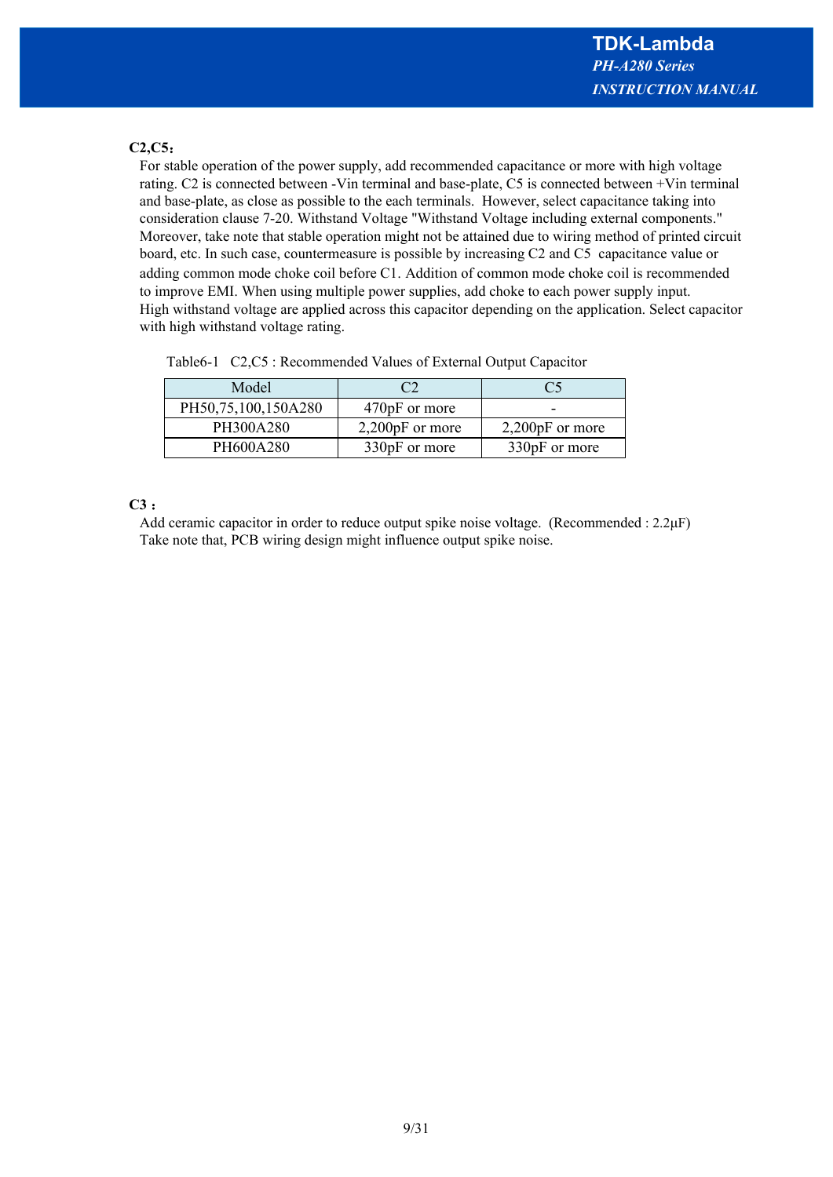**C2,C5：**

For stable operation of the power supply, add recommended capacitance or more with high voltage rating. C2 is connected between -Vin terminal and base-plate, C5 is connected between +Vin terminal and base-plate, as close as possible to the each terminals. However, select capacitance taking into consideration clause 7-20. Withstand Voltage "Withstand Voltage including external components." Moreover, take note that stable operation might not be attained due to wiring method of printed circuit board, etc. In such case, countermeasure is possible by increasing C2 and C5 capacitance value or adding common mode choke coil before C1. Addition of common mode choke coil is recommended to improve EMI. When using multiple power supplies, add choke to each power supply input.
High withstand voltage are applied across this capacitor depending on the application. Select capacitor with high withstand voltage rating.

Table6-1 C2,C5 : Recommended Values of External Output Capacitor

| Model | C2 | C5 |
|---|---|---|
| PH50,75,100,150A280 | 470pF or more | - |
| PH300A280 | 2,200pF or more | 2,200pF or more |
| PH600A280 | 330pF or more | 330pF or more |

**C3 :**

Add ceramic capacitor in order to reduce output spike noise voltage. (Recommended : 2.2μF)
Take note that, PCB wiring design might influence output spike noise.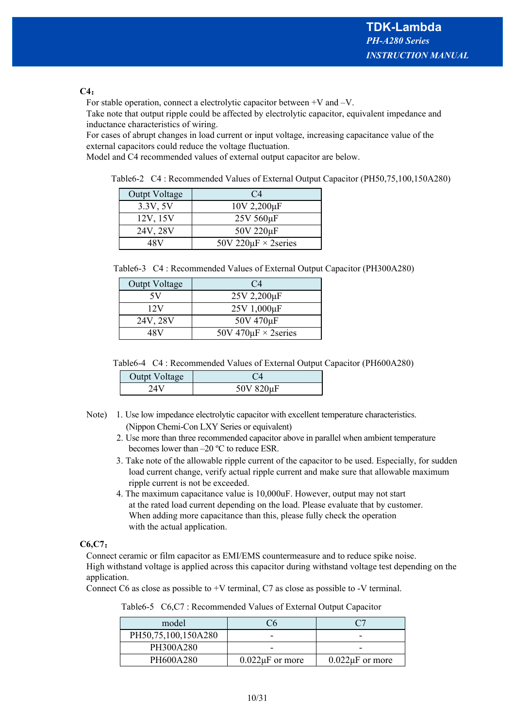**C4：**

For stable operation, connect a electrolytic capacitor between +V and –V.
Take note that output ripple could be affected by electrolytic capacitor, equivalent impedance and inductance characteristics of wiring.
For cases of abrupt changes in load current or input voltage, increasing capacitance value of the external capacitors could reduce the voltage fluctuation.
Model and C4 recommended values of external output capacitor are below.

Table6-2　C4 : Recommended Values of External Output Capacitor (PH50,75,100,150A280)

| Outpt Voltage | C4 |
|---|---|
| 3.3V, 5V | 10V 2,200μF |
| 12V, 15V | 25V 560μF |
| 24V, 28V | 50V 220μF |
| 48V | 50V 220μF × 2series |

Table6-3　C4 : Recommended Values of External Output Capacitor (PH300A280)

| Outpt Voltage | C4 |
|---|---|
| 5V | 25V 2,200μF |
| 12V | 25V 1,000μF |
| 24V, 28V | 50V 470μF |
| 48V | 50V 470μF × 2series |

Table6-4　C4 : Recommended Values of External Output Capacitor (PH600A280)

| Outpt Voltage | C4 |
|---|---|
| 24V | 50V 820μF |

Note)
1. Use low impedance electrolytic capacitor with excellent temperature characteristics. (Nippon Chemi-Con LXY Series or equivalent)
2. Use more than three recommended capacitor above in parallel when ambient temperature becomes lower than –20 ºC to reduce ESR.
3. Take note of the allowable ripple current of the capacitor to be used. Especially, for sudden load current change, verify actual ripple current and make sure that allowable maximum ripple current is not be exceeded.
4. The maximum capacitance value is 10,000uF. However, output may not start at the rated load current depending on the load. Please evaluate that by customer. When adding more capacitance than this, please fully check the operation with the actual application.

**C6,C7：**

Connect ceramic or film capacitor as EMI/EMS countermeasure and to reduce spike noise.
High withstand voltage is applied across this capacitor during withstand voltage test depending on the application.
Connect C6 as close as possible to +V terminal, C7 as close as possible to -V terminal.

Table6-5　C6,C7 : Recommended Values of External Output Capacitor

| model | C6 | C7 |
|---|---|---|
| PH50,75,100,150A280 | - | - |
| PH300A280 | - | - |
| PH600A280 | 0.022μF or more | 0.022μF or more |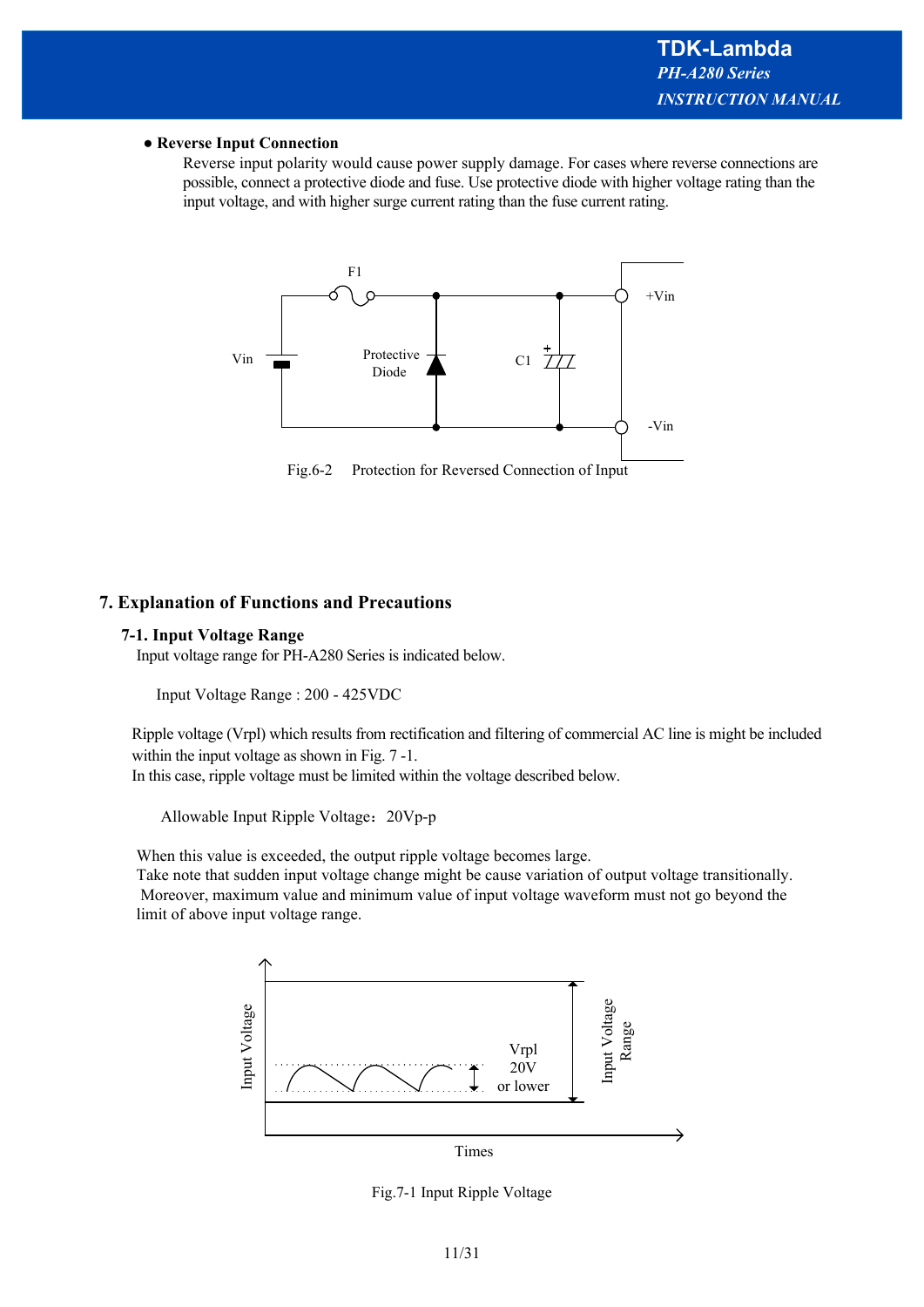- **Reverse Input Connection**

  Reverse input polarity would cause power supply damage. For cases where reverse connections are possible, connect a protective diode and fuse. Use protective diode with higher voltage rating than the input voltage, and with higher surge current rating than the fuse current rating.

Fig.6-2 Protection for Reversed Connection of Input

## 7. Explanation of Functions and Precautions

### 7-1. Input Voltage Range

Input voltage range for PH-A280 Series is indicated below.

Input Voltage Range : 200 - 425VDC

Ripple voltage (Vrpl) which results from rectification and filtering of commercial AC line is might be included within the input voltage as shown in Fig. 7 -1.
In this case, ripple voltage must be limited within the voltage described below.

Allowable Input Ripple Voltage：20Vp-p

When this value is exceeded, the output ripple voltage becomes large.
Take note that sudden input voltage change might be cause variation of output voltage transitionally.
Moreover, maximum value and minimum value of input voltage waveform must not go beyond the limit of above input voltage range.

Fig.7-1 Input Ripple Voltage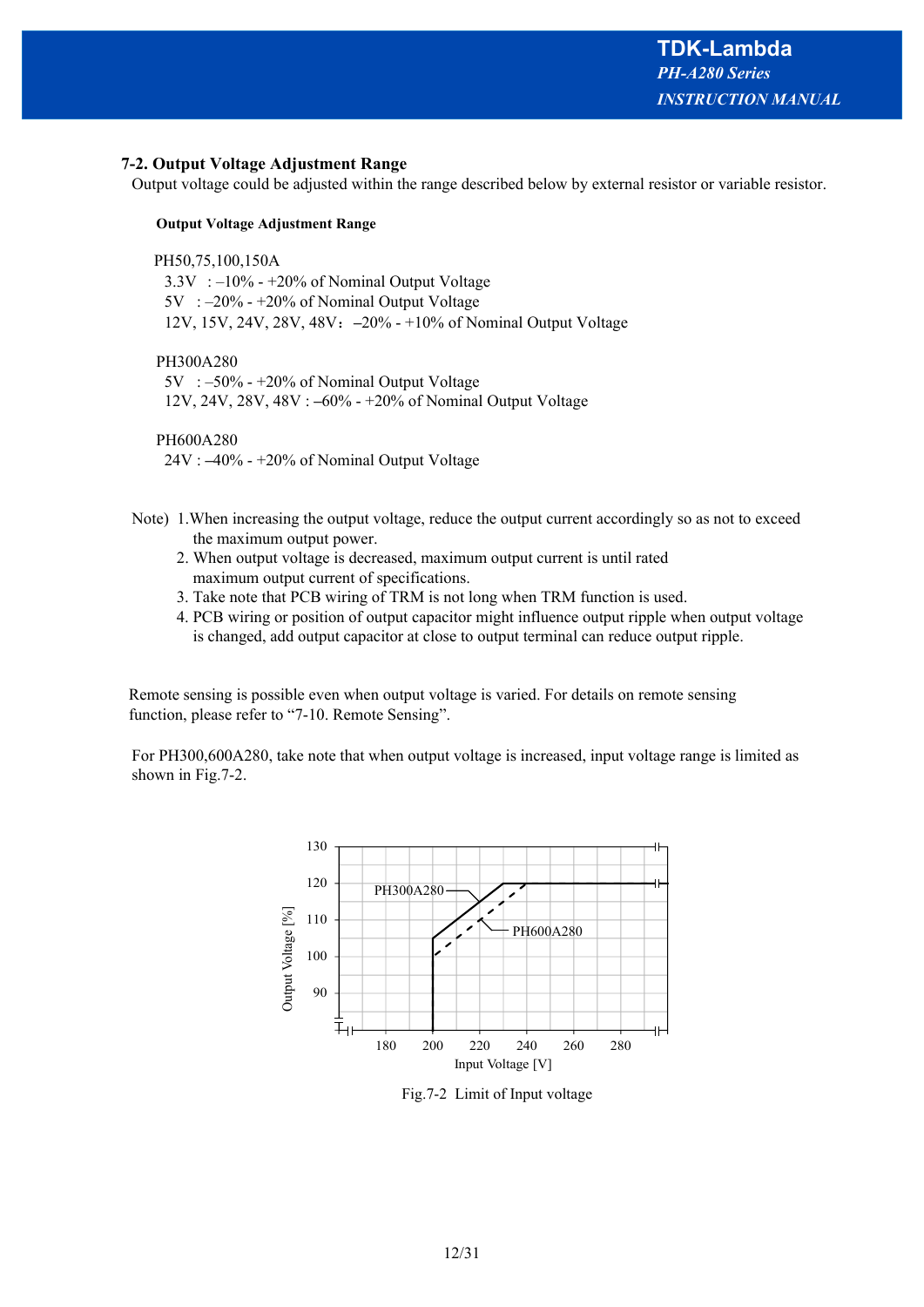## 7-2. Output Voltage Adjustment Range

Output voltage could be adjusted within the range described below by external resistor or variable resistor.

**Output Voltage Adjustment Range**

PH50,75,100,150A
- 3.3V : –10% - +20% of Nominal Output Voltage
- 5V : –20% - +20% of Nominal Output Voltage
- 12V, 15V, 24V, 28V, 48V：–20% - +10% of Nominal Output Voltage

PH300A280
- 5V : –50% - +20% of Nominal Output Voltage
- 12V, 24V, 28V, 48V : –60% - +20% of Nominal Output Voltage

PH600A280
- 24V : –40% - +20% of Nominal Output Voltage

Note)
1. When increasing the output voltage, reduce the output current accordingly so as not to exceed the maximum output power.
2. When output voltage is decreased, maximum output current is until rated maximum output current of specifications.
3. Take note that PCB wiring of TRM is not long when TRM function is used.
4. PCB wiring or position of output capacitor might influence output ripple when output voltage is changed, add output capacitor at close to output terminal can reduce output ripple.

Remote sensing is possible even when output voltage is varied. For details on remote sensing function, please refer to "7-10. Remote Sensing".

For PH300,600A280, take note that when output voltage is increased, input voltage range is limited as shown in Fig.7-2.

Fig.7-2 Limit of Input voltage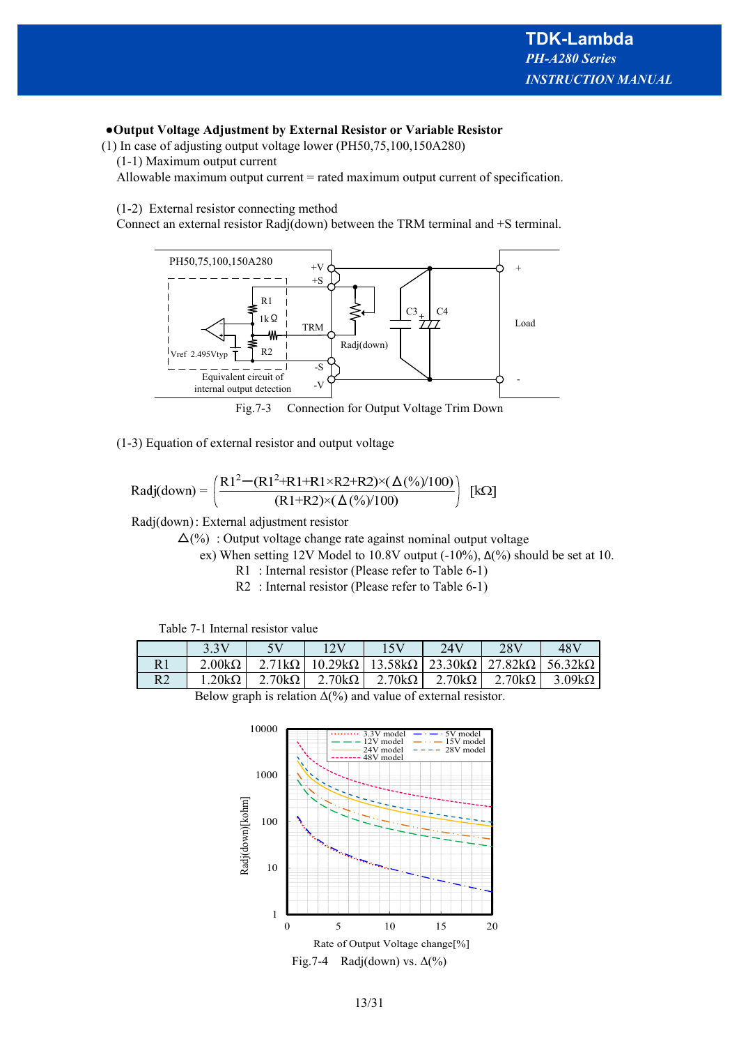**●Output Voltage Adjustment by External Resistor or Variable Resistor**

(1) In case of adjusting output voltage lower (PH50,75,100,150A280)

(1-1) Maximum output current

Allowable maximum output current = rated maximum output current of specification.

(1-2) External resistor connecting method

Connect an external resistor Radj(down) between the TRM terminal and +S terminal.

Fig.7-3 Connection for Output Voltage Trim Down

(1-3) Equation of external resistor and output voltage

$$\text{Radj(down)} = \left( \frac{R1^2 - (R1^2 + R1 + R1 \times R2 + R2) \times (\Delta(\%)/100)}{(R1+R2) \times (\Delta(\%)/100)} \right) \ [\text{k}\Omega]$$

Radj(down) : External adjustment resistor

$\Delta(\%)$ : Output voltage change rate against nominal output voltage

ex) When setting 12V Model to 10.8V output (-10%), $\Delta(\%)$ should be set at 10.

R1 : Internal resistor (Please refer to Table 6-1)

R2 : Internal resistor (Please refer to Table 6-1)

Table 7-1 Internal resistor value

| | 3.3V | 5V | 12V | 15V | 24V | 28V | 48V |
|---|---|---|---|---|---|---|---|
| R1 | 2.00kΩ | 2.71kΩ | 10.29kΩ | 13.58kΩ | 23.30kΩ | 27.82kΩ | 56.32kΩ |
| R2 | 1.20kΩ | 2.70kΩ | 2.70kΩ | 2.70kΩ | 2.70kΩ | 2.70kΩ | 3.09kΩ |

Below graph is relation $\Delta(\%)$ and value of external resistor.

Fig.7-4 Radj(down) vs. $\Delta(\%)$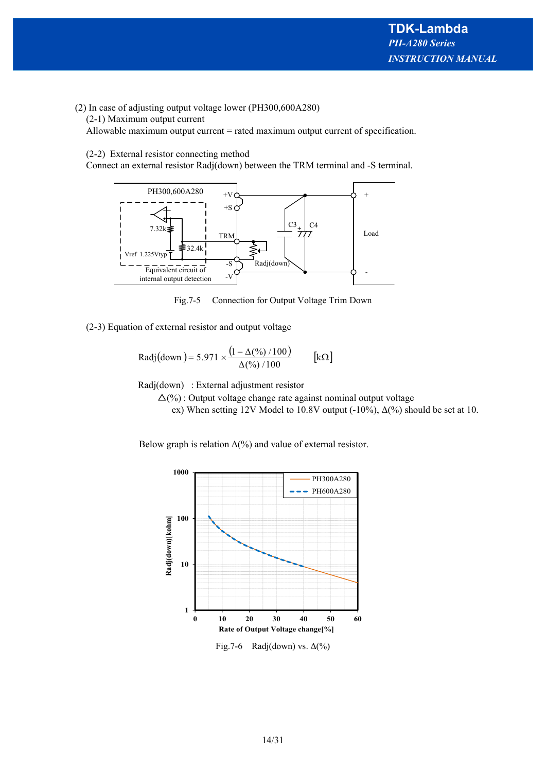(2) In case of adjusting output voltage lower (PH300,600A280)

(2-1) Maximum output current

Allowable maximum output current = rated maximum output current of specification.

(2-2) External resistor connecting method

Connect an external resistor Radj(down) between the TRM terminal and -S terminal.

Fig.7-5 Connection for Output Voltage Trim Down

(2-3) Equation of external resistor and output voltage

$$\mathrm{Radj}(\mathrm{down}) = 5.971 \times \frac{\left(1 - \Delta(\%)/100\right)}{\Delta(\%)/100} \qquad [\mathrm{k\Omega}]$$

Radj(down) : External adjustment resistor

△(%) : Output voltage change rate against nominal output voltage

ex) When setting 12V Model to 10.8V output (-10%), Δ(%) should be set at 10.

Below graph is relation Δ(%) and value of external resistor.

Fig.7-6 Radj(down) vs. Δ(%)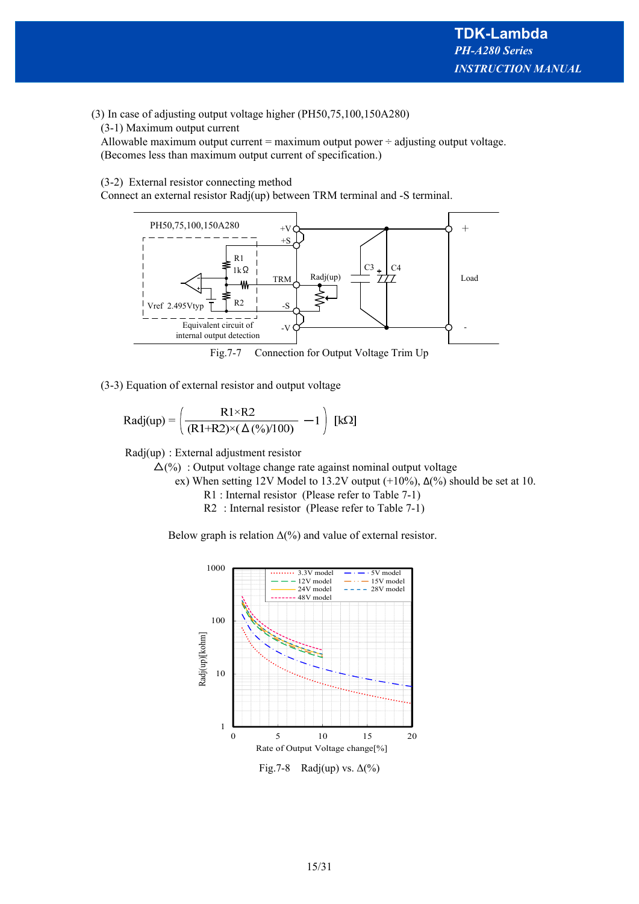(3) In case of adjusting output voltage higher (PH50,75,100,150A280)

(3-1) Maximum output current

Allowable maximum output current = maximum output power ÷ adjusting output voltage.
(Becomes less than maximum output current of specification.)

(3-2) External resistor connecting method

Connect an external resistor Radj(up) between TRM terminal and -S terminal.

Fig.7-7 Connection for Output Voltage Trim Up

(3-3) Equation of external resistor and output voltage

$$\mathrm{Radj(up)} = \left( \frac{\mathrm{R1} \times \mathrm{R2}}{(\mathrm{R1}+\mathrm{R2}) \times (\Delta(\%)/100)} - 1 \right) \ [\mathrm{k}\Omega]$$

Radj(up) : External adjustment resistor

Δ(%) : Output voltage change rate against nominal output voltage

ex) When setting 12V Model to 13.2V output (+10%), Δ(%) should be set at 10.

R1 : Internal resistor (Please refer to Table 7-1)

R2 : Internal resistor (Please refer to Table 7-1)

Below graph is relation Δ(%) and value of external resistor.

Fig.7-8 Radj(up) vs. Δ(%)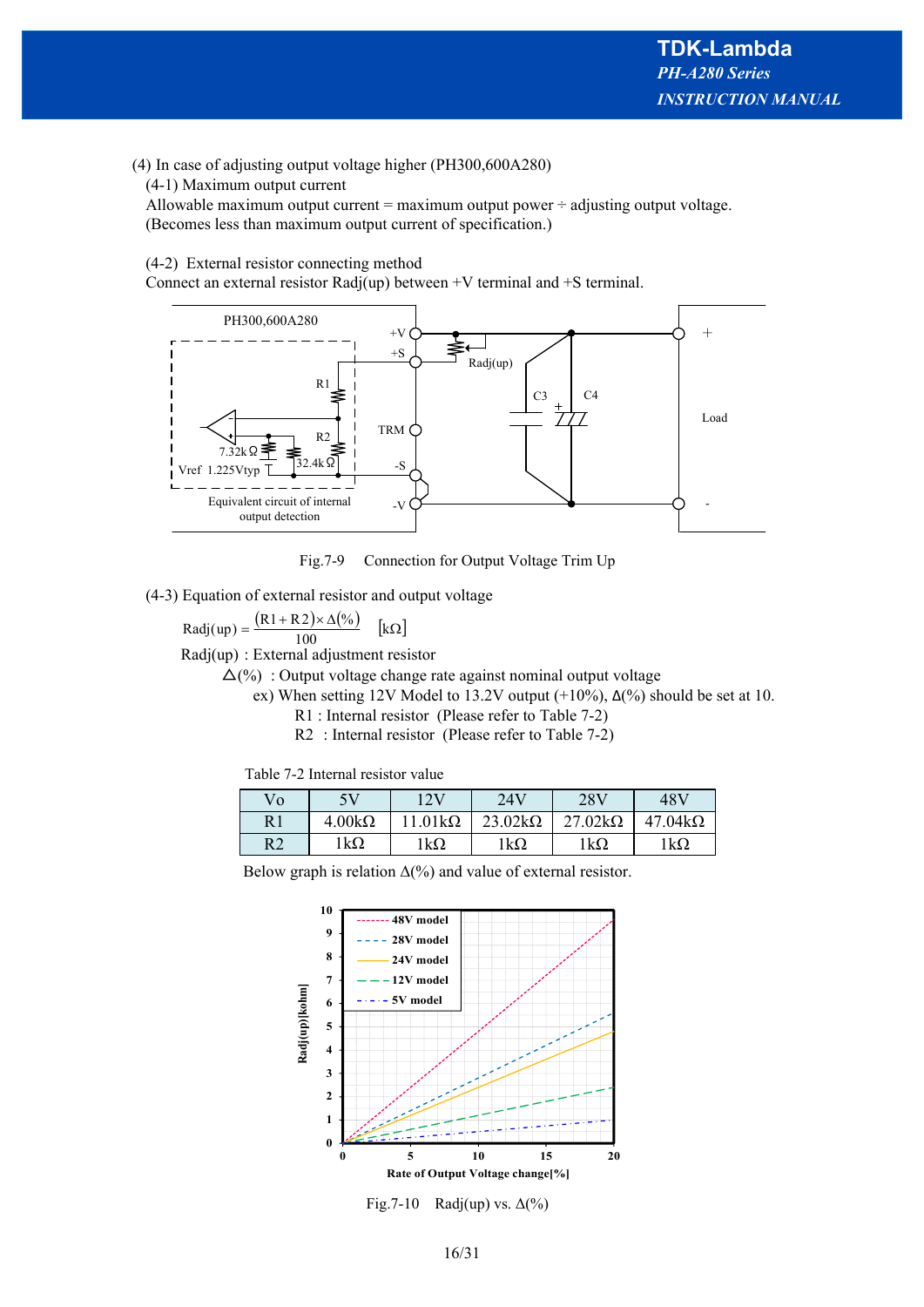(4) In case of adjusting output voltage higher (PH300,600A280)

(4-1) Maximum output current

Allowable maximum output current = maximum output power ÷ adjusting output voltage.
(Becomes less than maximum output current of specification.)

(4-2) External resistor connecting method

Connect an external resistor Radj(up) between +V terminal and +S terminal.

Fig.7-9 Connection for Output Voltage Trim Up

(4-3) Equation of external resistor and output voltage

$$\text{Radj(up)} = \frac{(\text{R1} + \text{R2}) \times \Delta(\%)}{100} \quad [\text{k}\Omega]$$

Radj(up) : External adjustment resistor

$\Delta$(%) : Output voltage change rate against nominal output voltage

ex) When setting 12V Model to 13.2V output (+10%), $\Delta$(%) should be set at 10.

R1 : Internal resistor (Please refer to Table 7-2)

R2 : Internal resistor (Please refer to Table 7-2)

Table 7-2 Internal resistor value

| Vo | 5V | 12V | 24V | 28V | 48V |
|---|---|---|---|---|---|
| R1 | 4.00kΩ | 11.01kΩ | 23.02kΩ | 27.02kΩ | 47.04kΩ |
| R2 | 1kΩ | 1kΩ | 1kΩ | 1kΩ | 1kΩ |

Below graph is relation $\Delta$(%) and value of external resistor.

Fig.7-10 Radj(up) vs. $\Delta$(%)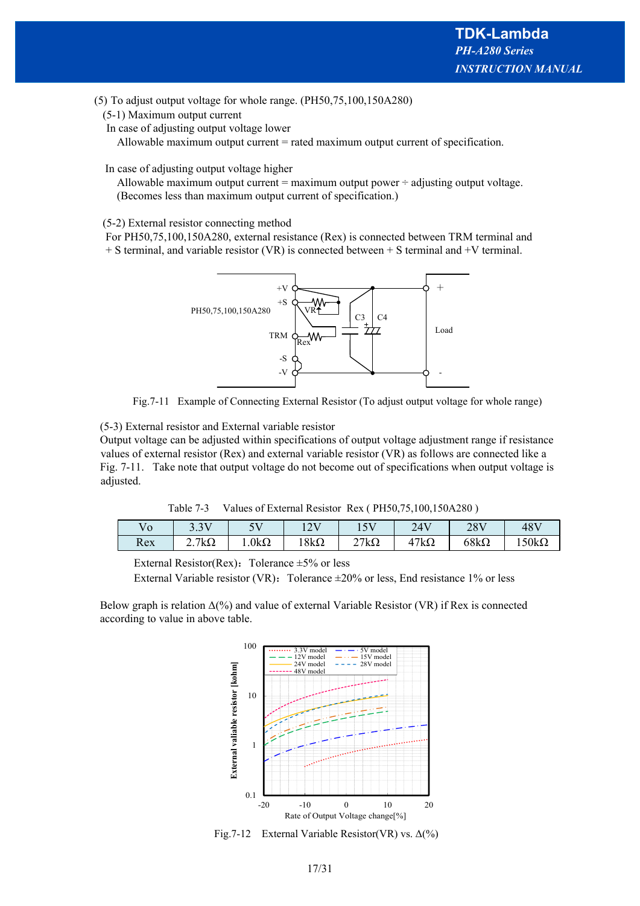(5) To adjust output voltage for whole range. (PH50,75,100,150A280)

(5-1) Maximum output current

In case of adjusting output voltage lower

Allowable maximum output current = rated maximum output current of specification.

In case of adjusting output voltage higher

Allowable maximum output current = maximum output power ÷ adjusting output voltage.
(Becomes less than maximum output current of specification.)

(5-2) External resistor connecting method

For PH50,75,100,150A280, external resistance (Rex) is connected between TRM terminal and + S terminal, and variable resistor (VR) is connected between + S terminal and +V terminal.

Fig.7-11 Example of Connecting External Resistor (To adjust output voltage for whole range)

(5-3) External resistor and External variable resistor

Output voltage can be adjusted within specifications of output voltage adjustment range if resistance values of external resistor (Rex) and external variable resistor (VR) as follows are connected like a Fig. 7-11. Take note that output voltage do not become out of specifications when output voltage is adjusted.

Table 7-3 Values of External Resistor Rex ( PH50,75,100,150A280 )

| Vo | 3.3V | 5V | 12V | 15V | 24V | 28V | 48V |
|---|---|---|---|---|---|---|---|
| Rex | 2.7kΩ | 1.0kΩ | 18kΩ | 27kΩ | 47kΩ | 68kΩ | 150kΩ |

External Resistor(Rex): Tolerance ±5% or less

External Variable resistor (VR): Tolerance ±20% or less, End resistance 1% or less

Below graph is relation Δ(%) and value of external Variable Resistor (VR) if Rex is connected according to value in above table.

Fig.7-12 External Variable Resistor(VR) vs. Δ(%)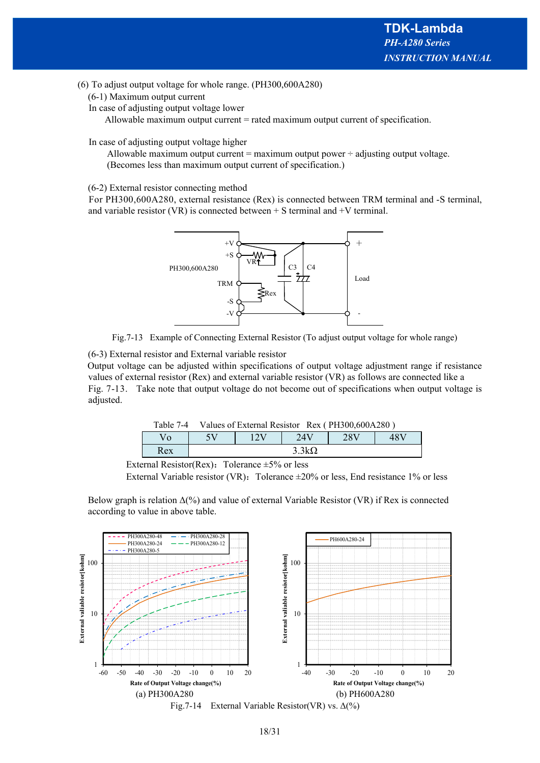(6) To adjust output voltage for whole range. (PH300,600A280)

(6-1) Maximum output current

In case of adjusting output voltage lower

Allowable maximum output current = rated maximum output current of specification.

In case of adjusting output voltage higher

Allowable maximum output current = maximum output power ÷ adjusting output voltage.
(Becomes less than maximum output current of specification.)

(6-2) External resistor connecting method

For PH300,600A280, external resistance (Rex) is connected between TRM terminal and -S terminal, and variable resistor (VR) is connected between + S terminal and +V terminal.

Fig.7-13 Example of Connecting External Resistor (To adjust output voltage for whole range)

(6-3) External resistor and External variable resistor

Output voltage can be adjusted within specifications of output voltage adjustment range if resistance values of external resistor (Rex) and external variable resistor (VR) as follows are connected like a Fig. 7-13. Take note that output voltage do not become out of specifications when output voltage is adjusted.

Table 7-4 Values of External Resistor Rex ( PH300,600A280 )

| Vo | 5V | 12V | 24V | 28V | 48V |
|---|---|---|---|---|---|
| Rex | 3.3kΩ | | | | |

External Resistor(Rex): Tolerance ±5% or less

External Variable resistor (VR): Tolerance ±20% or less, End resistance 1% or less

Below graph is relation Δ(%) and value of external Variable Resistor (VR) if Rex is connected according to value in above table.

(a) PH300A280 (b) PH600A280

Fig.7-14 External Variable Resistor(VR) vs. Δ(%)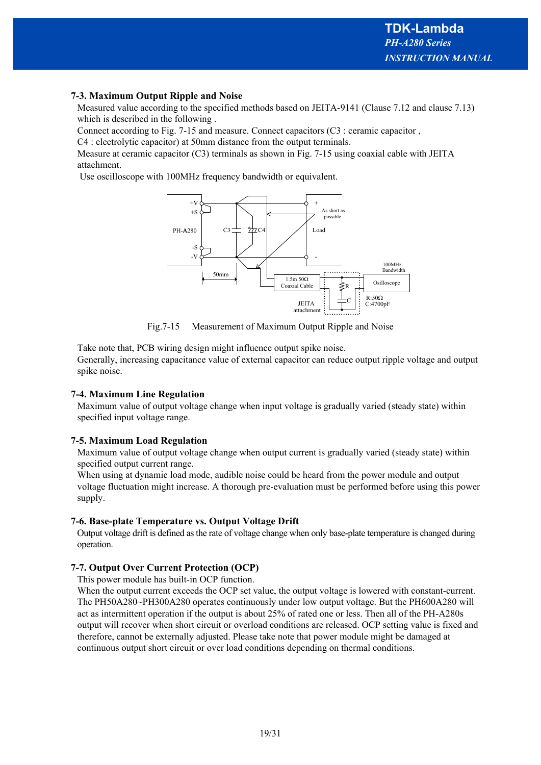### 7-3. Maximum Output Ripple and Noise

Measured value according to the specified methods based on JEITA-9141 (Clause 7.12 and clause 7.13) which is described in the following .

Connect according to Fig. 7-15 and measure. Connect capacitors (C3 : ceramic capacitor , C4 : electrolytic capacitor) at 50mm distance from the output terminals.

Measure at ceramic capacitor (C3) terminals as shown in Fig. 7-15 using coaxial cable with JEITA attachment.

Use oscilloscope with 100MHz frequency bandwidth or equivalent.

Fig.7-15 Measurement of Maximum Output Ripple and Noise

Take note that, PCB wiring design might influence output spike noise.

Generally, increasing capacitance value of external capacitor can reduce output ripple voltage and output spike noise.

### 7-4. Maximum Line Regulation

Maximum value of output voltage change when input voltage is gradually varied (steady state) within specified input voltage range.

### 7-5. Maximum Load Regulation

Maximum value of output voltage change when output current is gradually varied (steady state) within specified output current range.

When using at dynamic load mode, audible noise could be heard from the power module and output voltage fluctuation might increase. A thorough pre-evaluation must be performed before using this power supply.

### 7-6. Base-plate Temperature vs. Output Voltage Drift

Output voltage drift is defined as the rate of voltage change when only base-plate temperature is changed during operation.

### 7-7. Output Over Current Protection (OCP)

This power module has built-in OCP function.

When the output current exceeds the OCP set value, the output voltage is lowered with constant-current. The PH50A280~PH300A280 operates continuously under low output voltage. But the PH600A280 will act as intermittent operation if the output is about 25% of rated one or less. Then all of the PH-A280s output will recover when short circuit or overload conditions are released. OCP setting value is fixed and therefore, cannot be externally adjusted. Please take note that power module might be damaged at continuous output short circuit or over load conditions depending on thermal conditions.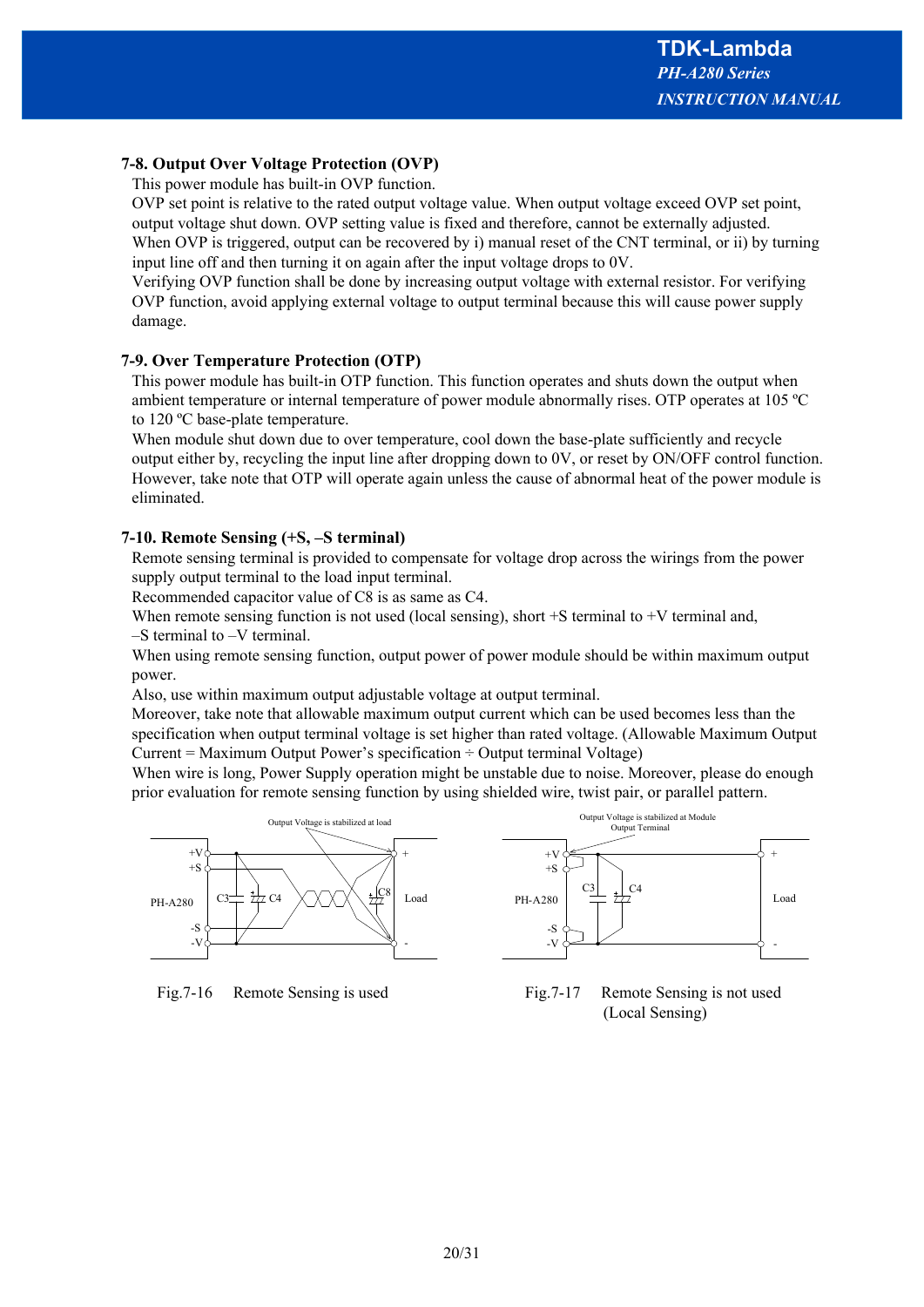### 7-8. Output Over Voltage Protection (OVP)

This power module has built-in OVP function.

OVP set point is relative to the rated output voltage value. When output voltage exceed OVP set point, output voltage shut down. OVP setting value is fixed and therefore, cannot be externally adjusted.

When OVP is triggered, output can be recovered by i) manual reset of the CNT terminal, or ii) by turning input line off and then turning it on again after the input voltage drops to 0V.

Verifying OVP function shall be done by increasing output voltage with external resistor. For verifying OVP function, avoid applying external voltage to output terminal because this will cause power supply damage.

### 7-9. Over Temperature Protection (OTP)

This power module has built-in OTP function. This function operates and shuts down the output when ambient temperature or internal temperature of power module abnormally rises. OTP operates at 105 ºC to 120 ºC base-plate temperature.

When module shut down due to over temperature, cool down the base-plate sufficiently and recycle output either by, recycling the input line after dropping down to 0V, or reset by ON/OFF control function. However, take note that OTP will operate again unless the cause of abnormal heat of the power module is eliminated.

### 7-10. Remote Sensing (+S, –S terminal)

Remote sensing terminal is provided to compensate for voltage drop across the wirings from the power supply output terminal to the load input terminal.

Recommended capacitor value of C8 is as same as C4.

When remote sensing function is not used (local sensing), short +S terminal to +V terminal and, –S terminal to –V terminal.

When using remote sensing function, output power of power module should be within maximum output power.

Also, use within maximum output adjustable voltage at output terminal.

Moreover, take note that allowable maximum output current which can be used becomes less than the specification when output terminal voltage is set higher than rated voltage. (Allowable Maximum Output Current = Maximum Output Power's specification ÷ Output terminal Voltage)

When wire is long, Power Supply operation might be unstable due to noise. Moreover, please do enough prior evaluation for remote sensing function by using shielded wire, twist pair, or parallel pattern.

Fig.7-16 Remote Sensing is used

Fig.7-17 Remote Sensing is not used (Local Sensing)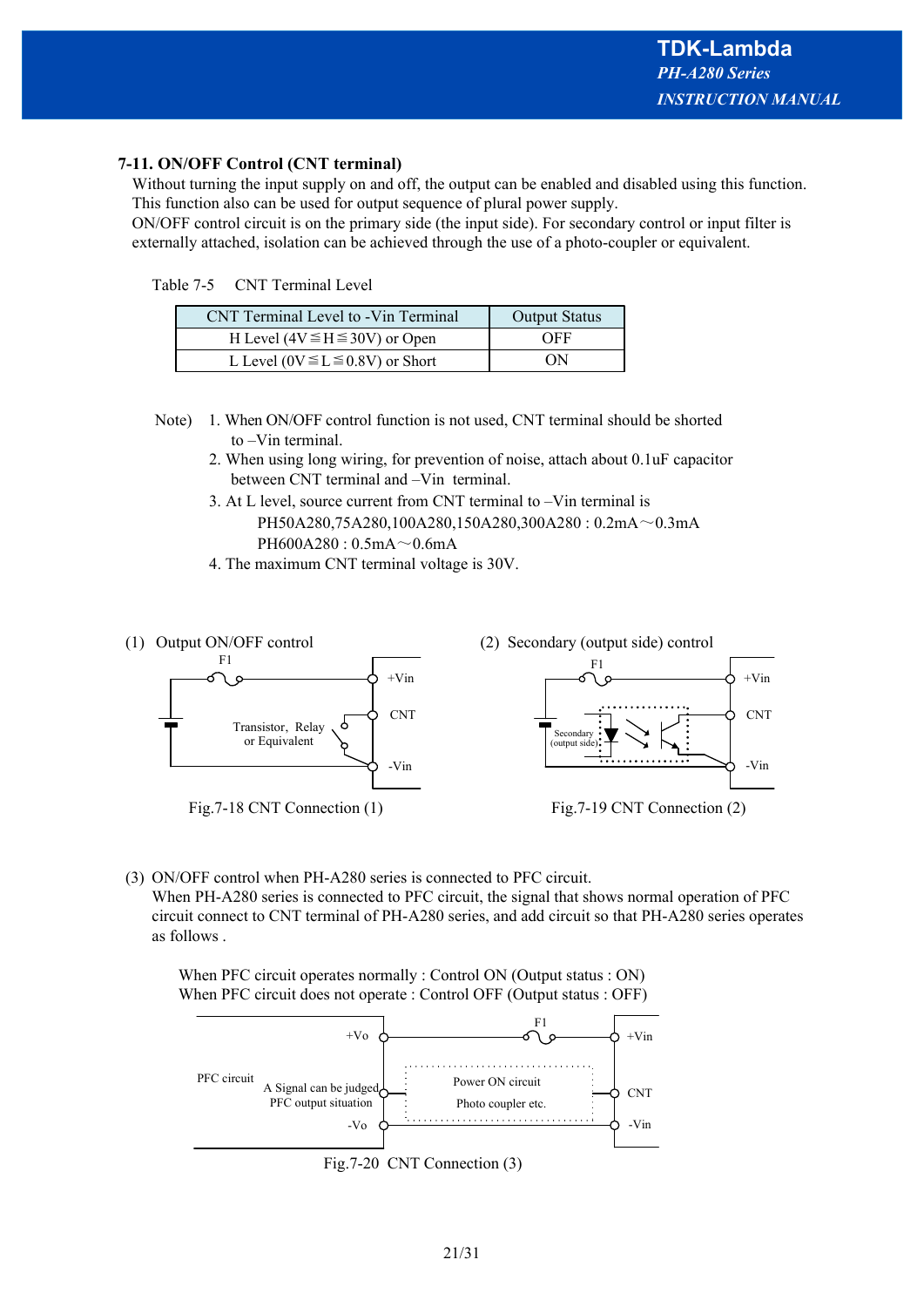## 7-11. ON/OFF Control (CNT terminal)

Without turning the input supply on and off, the output can be enabled and disabled using this function. This function also can be used for output sequence of plural power supply.
ON/OFF control circuit is on the primary side (the input side). For secondary control or input filter is externally attached, isolation can be achieved through the use of a photo-coupler or equivalent.

Table 7-5 CNT Terminal Level

| CNT Terminal Level to -Vin Terminal | Output Status |
|---|---|
| H Level (4V≦H≦30V) or Open | OFF |
| L Level (0V≦L≦0.8V) or Short | ON |

Note)
1. When ON/OFF control function is not used, CNT terminal should be shorted to –Vin terminal.
2. When using long wiring, for prevention of noise, attach about 0.1uF capacitor between CNT terminal and –Vin terminal.
3. At L level, source current from CNT terminal to –Vin terminal is
   PH50A280,75A280,100A280,150A280,300A280 : 0.2mA～0.3mA
   PH600A280 : 0.5mA～0.6mA
4. The maximum CNT terminal voltage is 30V.

(1) Output ON/OFF control

F1 +Vin CNT -Vin Transistor, Relay or Equivalent

Fig.7-18 CNT Connection (1)

(2) Secondary (output side) control

F1 +Vin CNT -Vin Secondary (output side)

Fig.7-19 CNT Connection (2)

(3) ON/OFF control when PH-A280 series is connected to PFC circuit.
When PH-A280 series is connected to PFC circuit, the signal that shows normal operation of PFC circuit connect to CNT terminal of PH-A280 series, and add circuit so that PH-A280 series operates as follows .

When PFC circuit operates normally : Control ON (Output status : ON)
When PFC circuit does not operate : Control OFF (Output status : OFF)

PFC circuit +Vo A Signal can be judged PFC output situation -Vo F1 Power ON circuit Photo coupler etc. +Vin CNT -Vin

Fig.7-20 CNT Connection (3)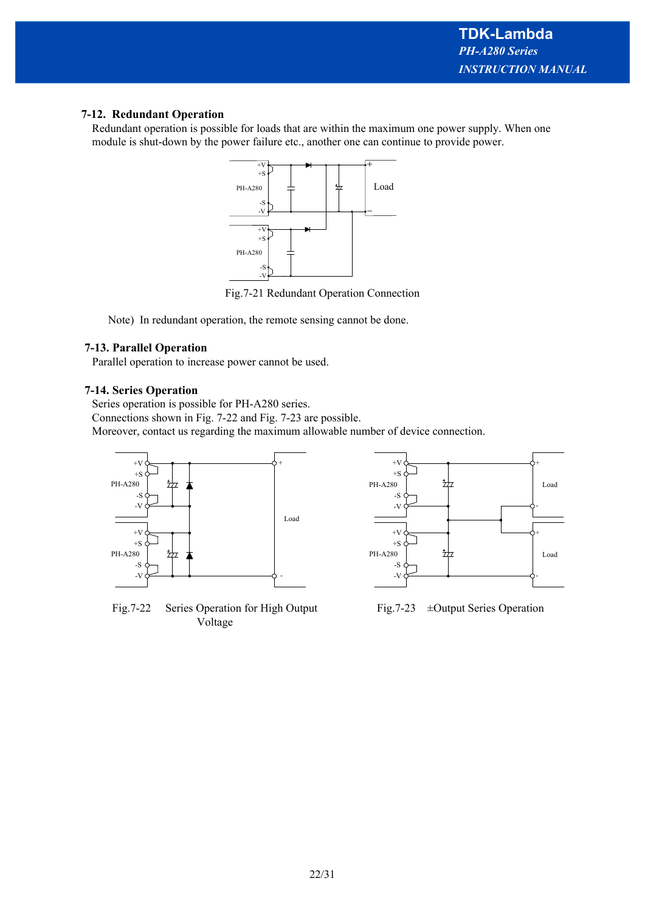## 7-12. Redundant Operation

Redundant operation is possible for loads that are within the maximum one power supply. When one module is shut-down by the power failure etc., another one can continue to provide power.

Fig.7-21 Redundant Operation Connection

Note) In redundant operation, the remote sensing cannot be done.

## 7-13. Parallel Operation

Parallel operation to increase power cannot be used.

## 7-14. Series Operation

Series operation is possible for PH-A280 series.
Connections shown in Fig. 7-22 and Fig. 7-23 are possible.
Moreover, contact us regarding the maximum allowable number of device connection.

Fig.7-22 Series Operation for High Output Voltage

Fig.7-23 ±Output Series Operation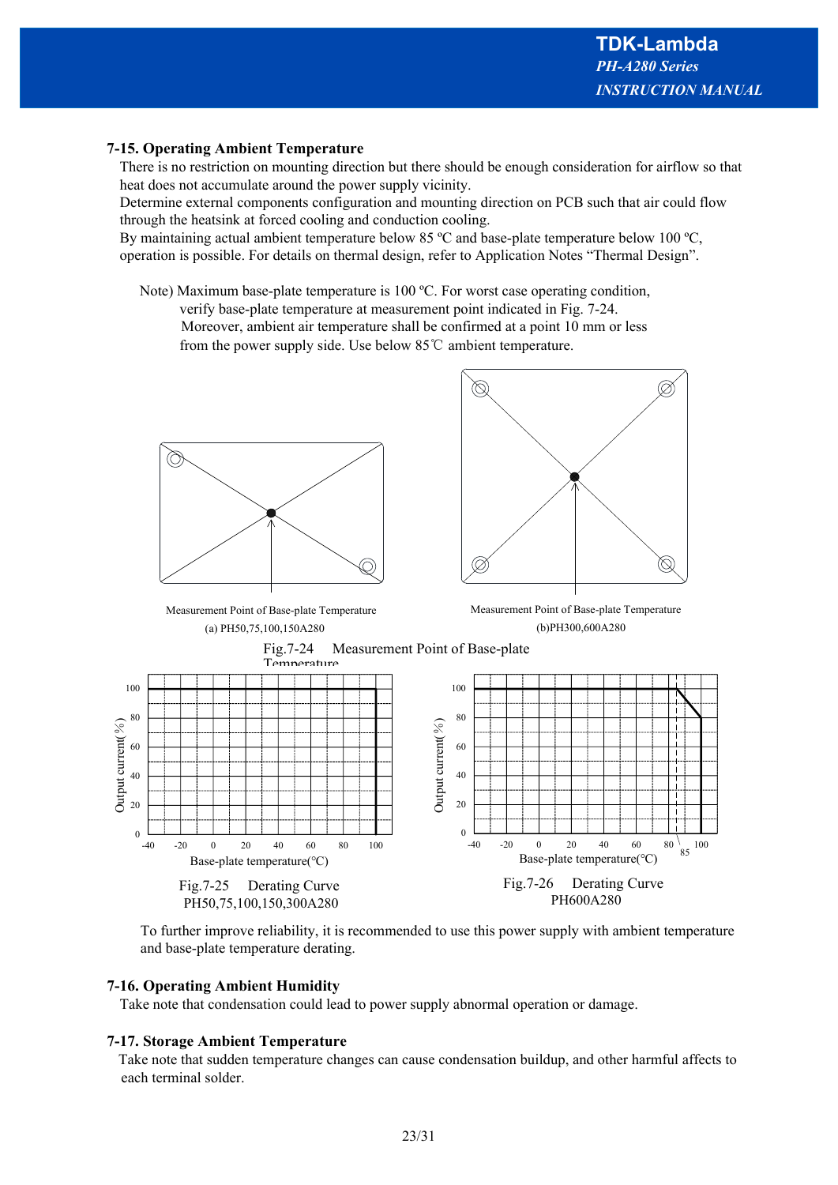### 7-15. Operating Ambient Temperature

There is no restriction on mounting direction but there should be enough consideration for airflow so that heat does not accumulate around the power supply vicinity.
Determine external components configuration and mounting direction on PCB such that air could flow through the heatsink at forced cooling and conduction cooling.
By maintaining actual ambient temperature below 85 ºC and base-plate temperature below 100 ºC, operation is possible. For details on thermal design, refer to Application Notes "Thermal Design".

Note) Maximum base-plate temperature is 100 ºC. For worst case operating condition, verify base-plate temperature at measurement point indicated in Fig. 7-24.
Moreover, ambient air temperature shall be confirmed at a point 10 mm or less from the power supply side. Use below 85℃ ambient temperature.

Measurement Point of Base-plate Temperature
(a) PH50,75,100,150A280

Measurement Point of Base-plate Temperature
(b)PH300,600A280

Fig.7-24 Measurement Point of Base-plate Temperature

Fig.7-25 Derating Curve
PH50,75,100,150,300A280

Fig.7-26 Derating Curve
PH600A280

To further improve reliability, it is recommended to use this power supply with ambient temperature and base-plate temperature derating.

### 7-16. Operating Ambient Humidity

Take note that condensation could lead to power supply abnormal operation or damage.

### 7-17. Storage Ambient Temperature

Take note that sudden temperature changes can cause condensation buildup, and other harmful affects to each terminal solder.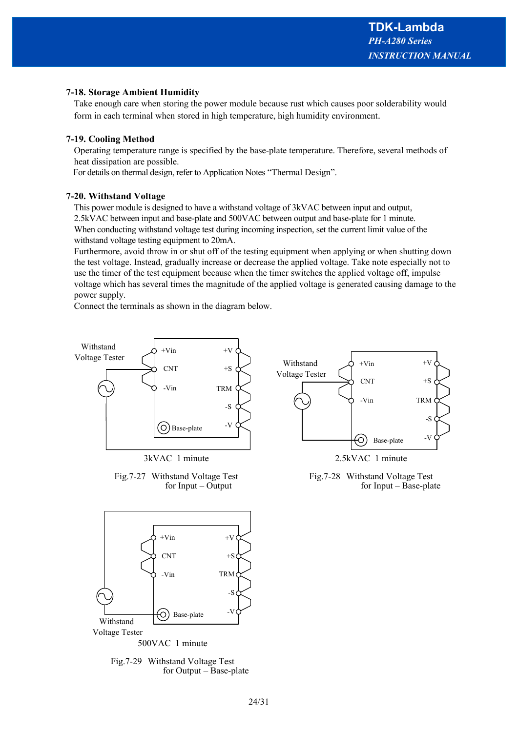### 7-18. Storage Ambient Humidity

Take enough care when storing the power module because rust which causes poor solderability would form in each terminal when stored in high temperature, high humidity environment.

### 7-19. Cooling Method

Operating temperature range is specified by the base-plate temperature. Therefore, several methods of heat dissipation are possible.

For details on thermal design, refer to Application Notes "Thermal Design".

### 7-20. Withstand Voltage

This power module is designed to have a withstand voltage of 3kVAC between input and output, 2.5kVAC between input and base-plate and 500VAC between output and base-plate for 1 minute.

When conducting withstand voltage test during incoming inspection, set the current limit value of the withstand voltage testing equipment to 20mA.

Furthermore, avoid throw in or shut off of the testing equipment when applying or when shutting down the test voltage. Instead, gradually increase or decrease the applied voltage. Take note especially not to use the timer of the test equipment because when the timer switches the applied voltage off, impulse voltage which has several times the magnitude of the applied voltage is generated causing damage to the power supply.

Connect the terminals as shown in the diagram below.

Withstand Voltage Tester

+Vin CNT -Vin +V +S TRM -S -V Base-plate

3kVAC 1 minute

Fig.7-27 Withstand Voltage Test for Input – Output

Withstand Voltage Tester

+Vin CNT -Vin +V +S TRM -S -V Base-plate

2.5kVAC 1 minute

Fig.7-28 Withstand Voltage Test for Input – Base-plate

+Vin CNT -Vin +V +S TRM -S -V Base-plate

Withstand Voltage Tester

500VAC 1 minute

Fig.7-29 Withstand Voltage Test for Output – Base-plate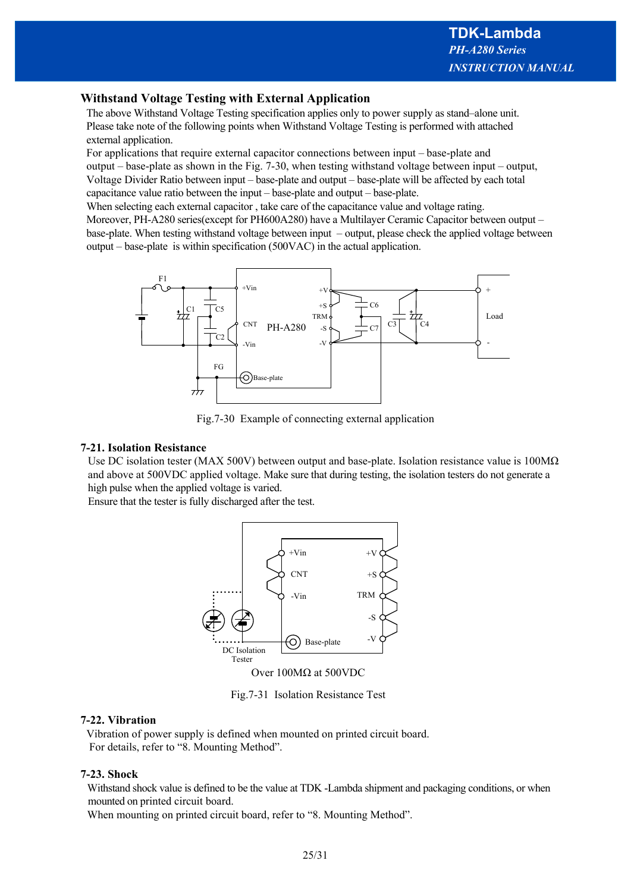## Withstand Voltage Testing with External Application

The above Withstand Voltage Testing specification applies only to power supply as stand–alone unit. Please take note of the following points when Withstand Voltage Testing is performed with attached external application.

For applications that require external capacitor connections between input – base-plate and output – base-plate as shown in the Fig. 7-30, when testing withstand voltage between input – output, Voltage Divider Ratio between input – base-plate and output – base-plate will be affected by each total capacitance value ratio between the input – base-plate and output – base-plate.

When selecting each external capacitor , take care of the capacitance value and voltage rating.

Moreover, PH-A280 series(except for PH600A280) have a Multilayer Ceramic Capacitor between output – base-plate. When testing withstand voltage between input – output, please check the applied voltage between output – base-plate is within specification (500VAC) in the actual application.

Fig.7-30 Example of connecting external application

## 7-21. Isolation Resistance

Use DC isolation tester (MAX 500V) between output and base-plate. Isolation resistance value is 100MΩ and above at 500VDC applied voltage. Make sure that during testing, the isolation testers do not generate a high pulse when the applied voltage is varied.

Ensure that the tester is fully discharged after the test.

Over 100MΩ at 500VDC

Fig.7-31 Isolation Resistance Test

## 7-22. Vibration

Vibration of power supply is defined when mounted on printed circuit board.
For details, refer to "8. Mounting Method".

## 7-23. Shock

Withstand shock value is defined to be the value at TDK -Lambda shipment and packaging conditions, or when mounted on printed circuit board.

When mounting on printed circuit board, refer to "8. Mounting Method".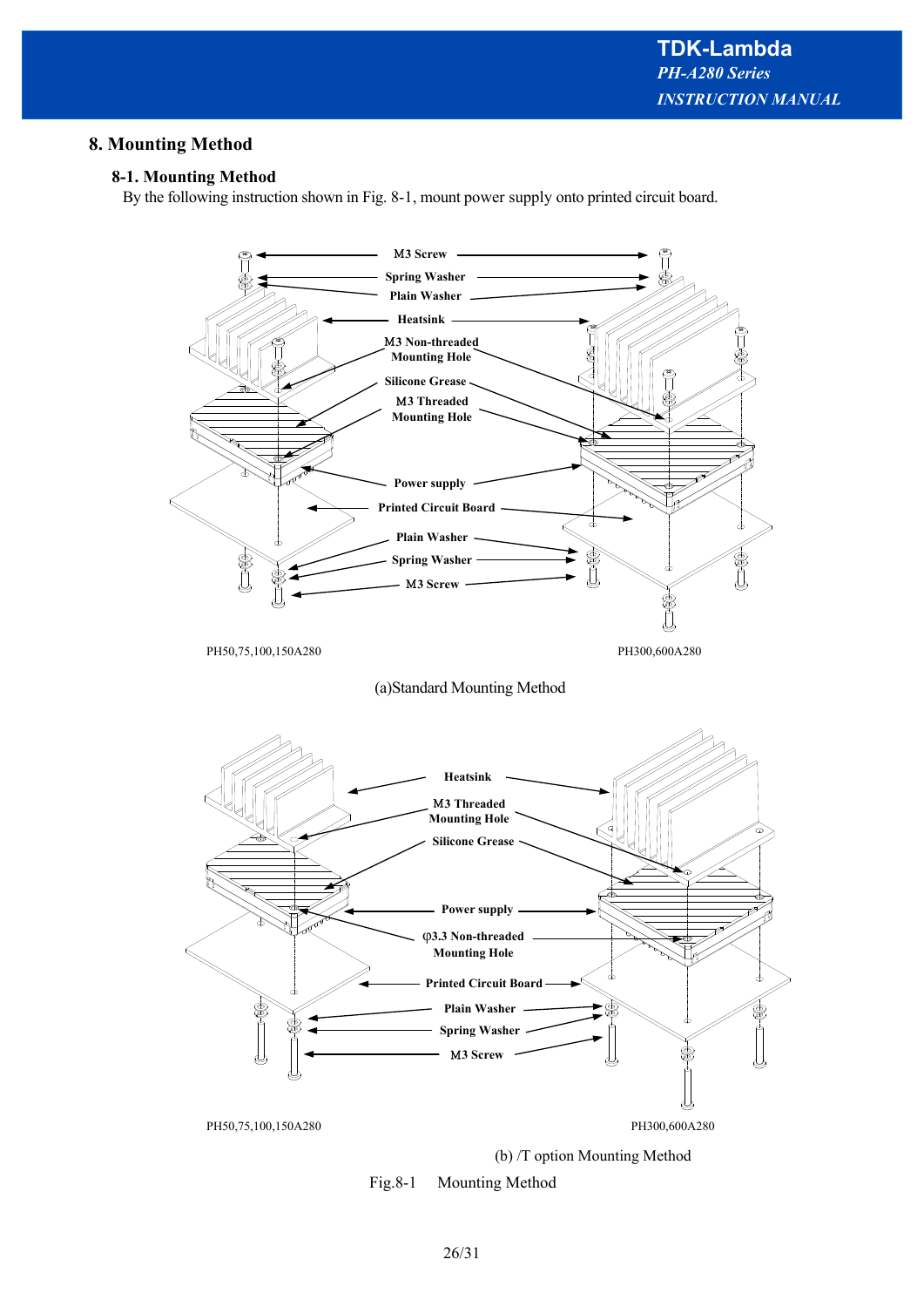## 8. Mounting Method

### 8-1. Mounting Method

By the following instruction shown in Fig. 8-1, mount power supply onto printed circuit board.

M3 Screw
Spring Washer
Plain Washer
Heatsink
M3 Non-threaded Mounting Hole
Silicone Grease
M3 Threaded Mounting Hole
Power supply
Printed Circuit Board
Plain Washer
Spring Washer
M3 Screw

PH50,75,100,150A280

PH300,600A280

(a)Standard Mounting Method

Heatsink
M3 Threaded Mounting Hole
Silicone Grease
Power supply
φ3.3 Non-threaded Mounting Hole
Printed Circuit Board
Plain Washer
Spring Washer
M3 Screw

PH50,75,100,150A280

PH300,600A280

(b) /T option Mounting Method

Fig.8-1 Mounting Method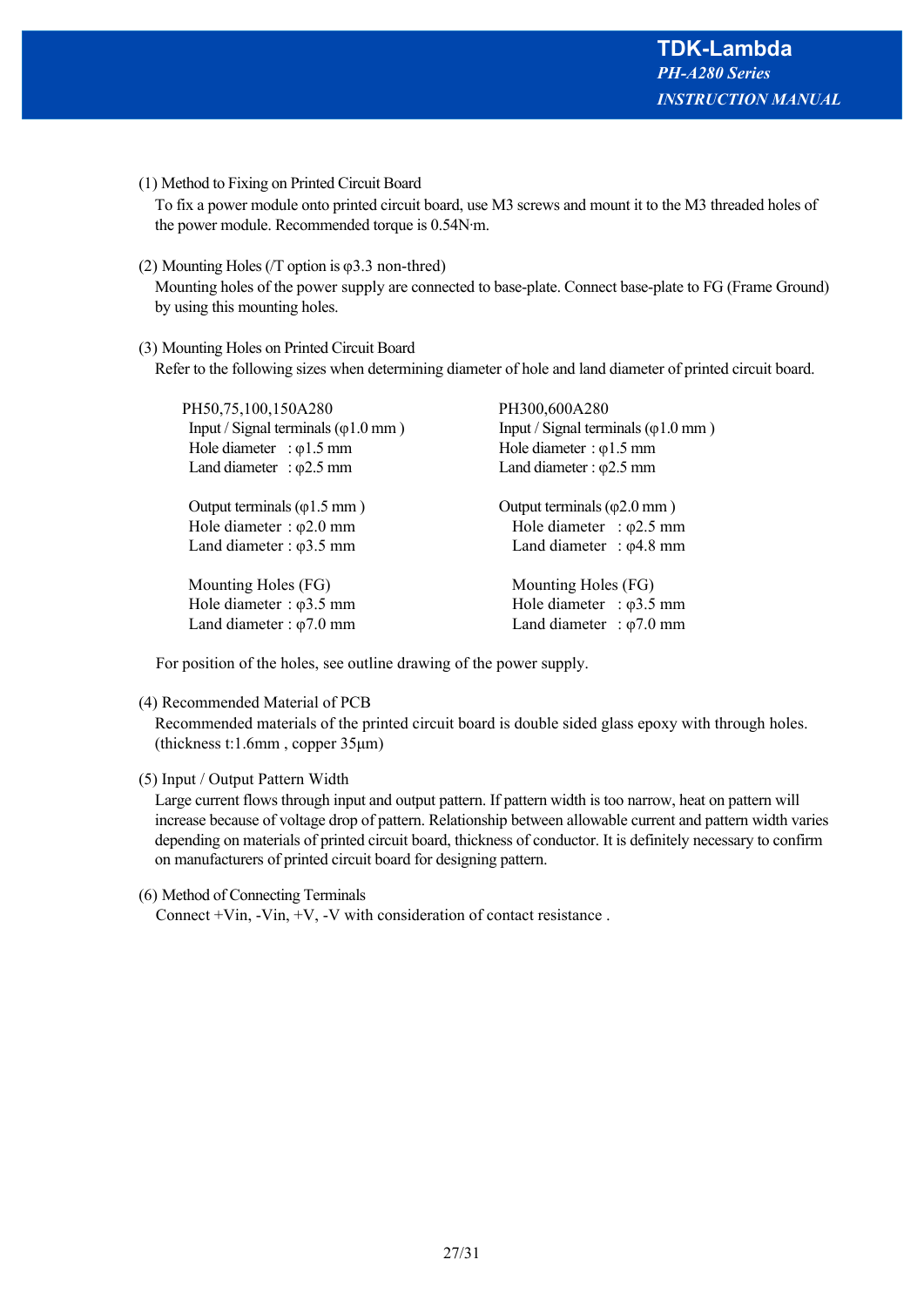(1) Method to Fixing on Printed Circuit Board

To fix a power module onto printed circuit board, use M3 screws and mount it to the M3 threaded holes of the power module. Recommended torque is 0.54N·m.

(2) Mounting Holes (/T option is φ3.3 non-thred)

Mounting holes of the power supply are connected to base-plate. Connect base-plate to FG (Frame Ground) by using this mounting holes.

(3) Mounting Holes on Printed Circuit Board

Refer to the following sizes when determining diameter of hole and land diameter of printed circuit board.

| PH50,75,100,150A280 | PH300,600A280 |
|---|---|
| Input / Signal terminals (φ1.0 mm ) | Input / Signal terminals (φ1.0 mm ) |
| Hole diameter : φ1.5 mm | Hole diameter : φ1.5 mm |
| Land diameter : φ2.5 mm | Land diameter : φ2.5 mm |
| | |
| Output terminals (φ1.5 mm ) | Output terminals (φ2.0 mm ) |
| Hole diameter : φ2.0 mm | Hole diameter : φ2.5 mm |
| Land diameter : φ3.5 mm | Land diameter : φ4.8 mm |
| | |
| Mounting Holes (FG) | Mounting Holes (FG) |
| Hole diameter : φ3.5 mm | Hole diameter : φ3.5 mm |
| Land diameter : φ7.0 mm | Land diameter : φ7.0 mm |

For position of the holes, see outline drawing of the power supply.

(4) Recommended Material of PCB

Recommended materials of the printed circuit board is double sided glass epoxy with through holes. (thickness t:1.6mm , copper 35μm)

(5) Input / Output Pattern Width

Large current flows through input and output pattern. If pattern width is too narrow, heat on pattern will increase because of voltage drop of pattern. Relationship between allowable current and pattern width varies depending on materials of printed circuit board, thickness of conductor. It is definitely necessary to confirm on manufacturers of printed circuit board for designing pattern.

(6) Method of Connecting Terminals

Connect +Vin, -Vin, +V, -V with consideration of contact resistance .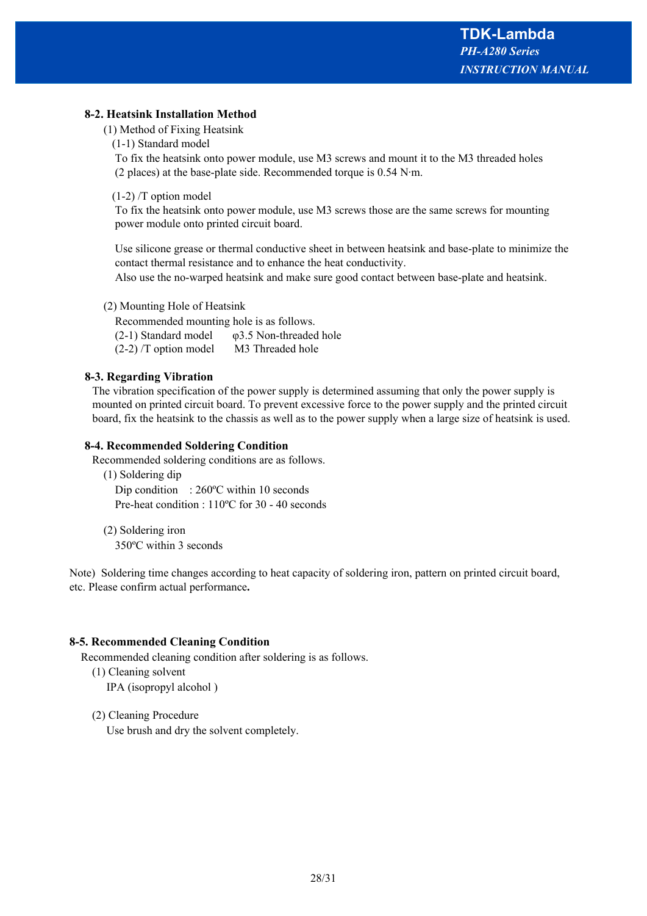### 8-2. Heatsink Installation Method

(1) Method of Fixing Heatsink

(1-1) Standard model

To fix the heatsink onto power module, use M3 screws and mount it to the M3 threaded holes (2 places) at the base-plate side. Recommended torque is 0.54 N·m.

(1-2) /T option model

To fix the heatsink onto power module, use M3 screws those are the same screws for mounting power module onto printed circuit board.

Use silicone grease or thermal conductive sheet in between heatsink and base-plate to minimize the contact thermal resistance and to enhance the heat conductivity.
Also use the no-warped heatsink and make sure good contact between base-plate and heatsink.

(2) Mounting Hole of Heatsink

Recommended mounting hole is as follows.

(2-1) Standard model   φ3.5 Non-threaded hole
(2-2) /T option model   M3 Threaded hole

### 8-3. Regarding Vibration

The vibration specification of the power supply is determined assuming that only the power supply is mounted on printed circuit board. To prevent excessive force to the power supply and the printed circuit board, fix the heatsink to the chassis as well as to the power supply when a large size of heatsink is used.

### 8-4. Recommended Soldering Condition

Recommended soldering conditions are as follows.

(1) Soldering dip

Dip condition   : 260ºC within 10 seconds
Pre-heat condition : 110ºC for 30 - 40 seconds

(2) Soldering iron

350ºC within 3 seconds

Note) Soldering time changes according to heat capacity of soldering iron, pattern on printed circuit board, etc. Please confirm actual performance**.**

### 8-5. Recommended Cleaning Condition

Recommended cleaning condition after soldering is as follows.

(1) Cleaning solvent

IPA (isopropyl alcohol )

(2) Cleaning Procedure

Use brush and dry the solvent completely.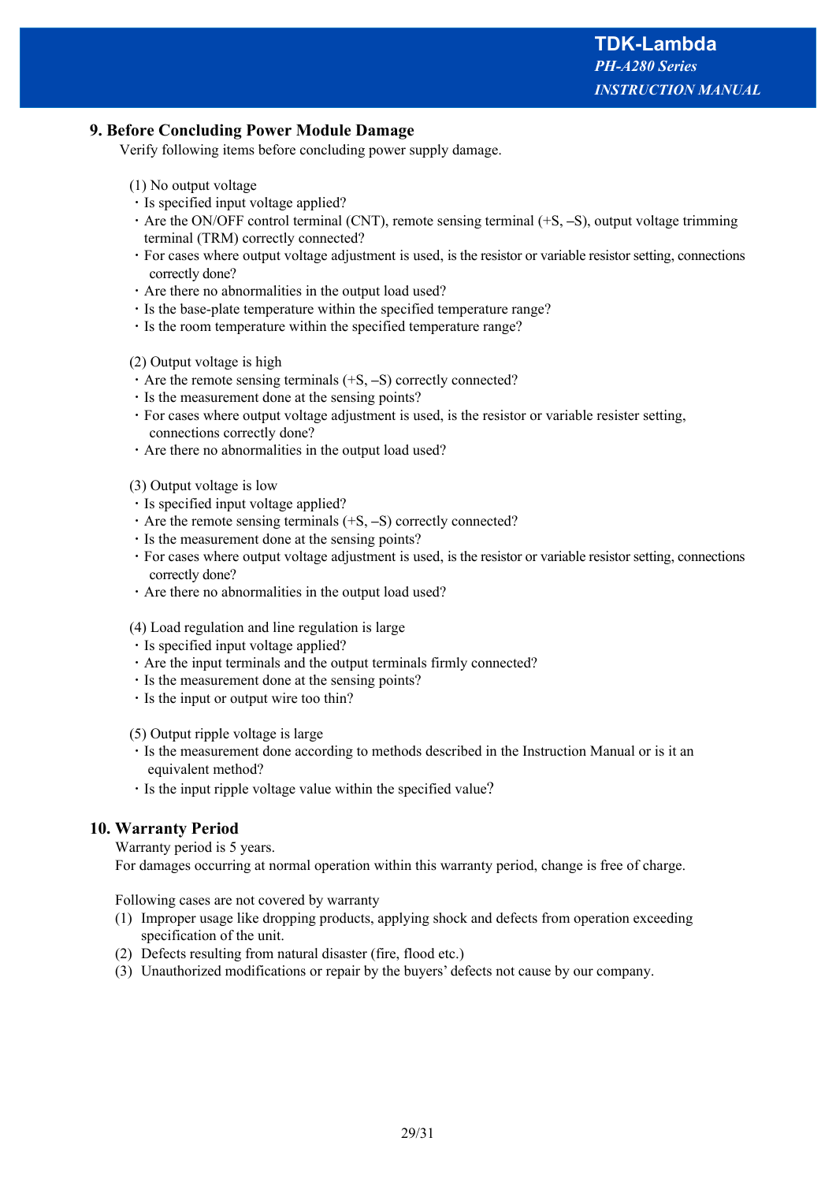## 9. Before Concluding Power Module Damage

Verify following items before concluding power supply damage.

(1) No output voltage

- Is specified input voltage applied?
- Are the ON/OFF control terminal (CNT), remote sensing terminal (+S, –S), output voltage trimming terminal (TRM) correctly connected?
- For cases where output voltage adjustment is used, is the resistor or variable resistor setting, connections correctly done?
- Are there no abnormalities in the output load used?
- Is the base-plate temperature within the specified temperature range?
- Is the room temperature within the specified temperature range?

(2) Output voltage is high

- Are the remote sensing terminals (+S, –S) correctly connected?
- Is the measurement done at the sensing points?
- For cases where output voltage adjustment is used, is the resistor or variable resister setting, connections correctly done?
- Are there no abnormalities in the output load used?

(3) Output voltage is low

- Is specified input voltage applied?
- Are the remote sensing terminals (+S, –S) correctly connected?
- Is the measurement done at the sensing points?
- For cases where output voltage adjustment is used, is the resistor or variable resistor setting, connections correctly done?
- Are there no abnormalities in the output load used?

(4) Load regulation and line regulation is large

- Is specified input voltage applied?
- Are the input terminals and the output terminals firmly connected?
- Is the measurement done at the sensing points?
- Is the input or output wire too thin?

(5) Output ripple voltage is large

- Is the measurement done according to methods described in the Instruction Manual or is it an equivalent method?
- Is the input ripple voltage value within the specified value?

## 10. Warranty Period

Warranty period is 5 years.
For damages occurring at normal operation within this warranty period, change is free of charge.

Following cases are not covered by warranty

(1) Improper usage like dropping products, applying shock and defects from operation exceeding specification of the unit.
(2) Defects resulting from natural disaster (fire, flood etc.)
(3) Unauthorized modifications or repair by the buyers' defects not cause by our company.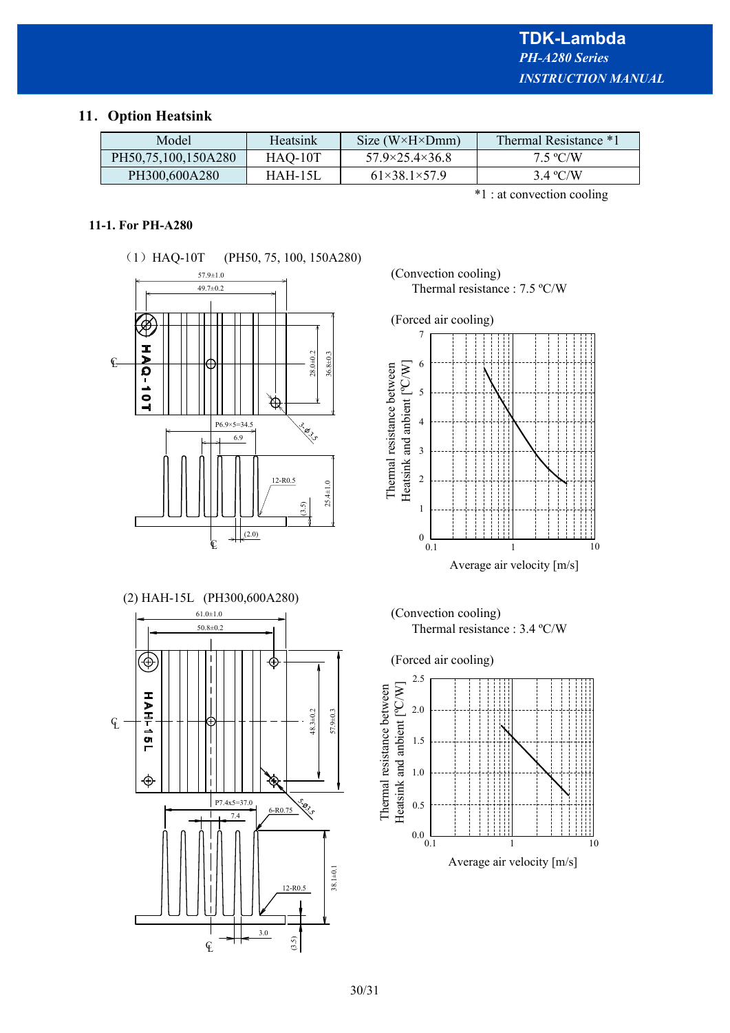## 11. Option Heatsink

| Model | Heatsink | Size (W×H×Dmm) | Thermal Resistance *1 |
|---|---|---|---|
| PH50,75,100,150A280 | HAQ-10T | 57.9×25.4×36.8 | 7.5 ºC/W |
| PH300,600A280 | HAH-15L | 61×38.1×57.9 | 3.4 ºC/W |

*1 : at convection cooling

### 11-1. For PH-A280

(1) HAQ-10T (PH50, 75, 100, 150A280)

(Convection cooling)
Thermal resistance : 7.5 ºC/W

(Forced air cooling)

(2) HAH-15L (PH300,600A280)

(Convection cooling)
Thermal resistance : 3.4 ºC/W

(Forced air cooling)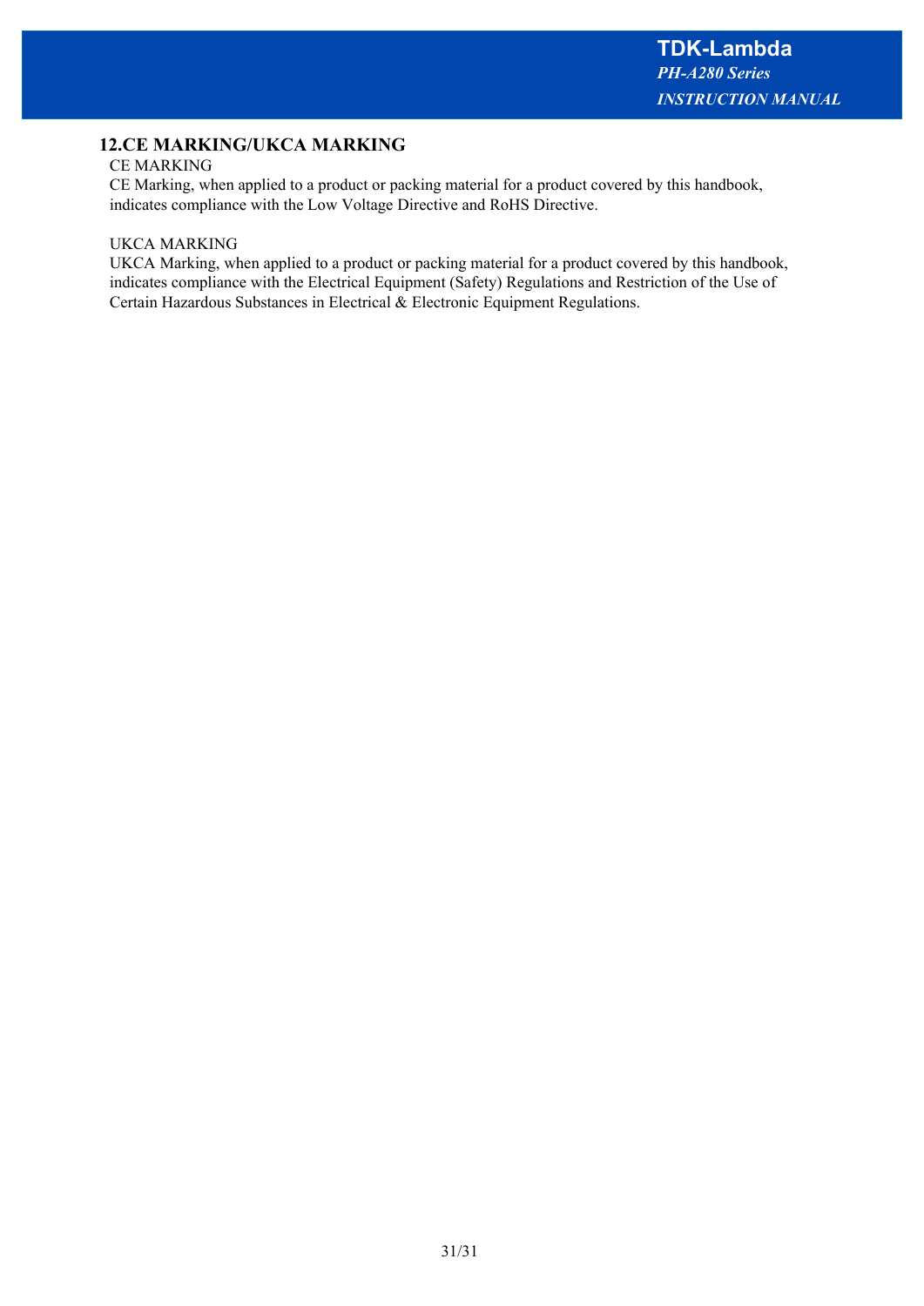## 12.CE MARKING/UKCA MARKING

CE MARKING

CE Marking, when applied to a product or packing material for a product covered by this handbook, indicates compliance with the Low Voltage Directive and RoHS Directive.

UKCA MARKING

UKCA Marking, when applied to a product or packing material for a product covered by this handbook, indicates compliance with the Electrical Equipment (Safety) Regulations and Restriction of the Use of Certain Hazardous Substances in Electrical & Electronic Equipment Regulations.